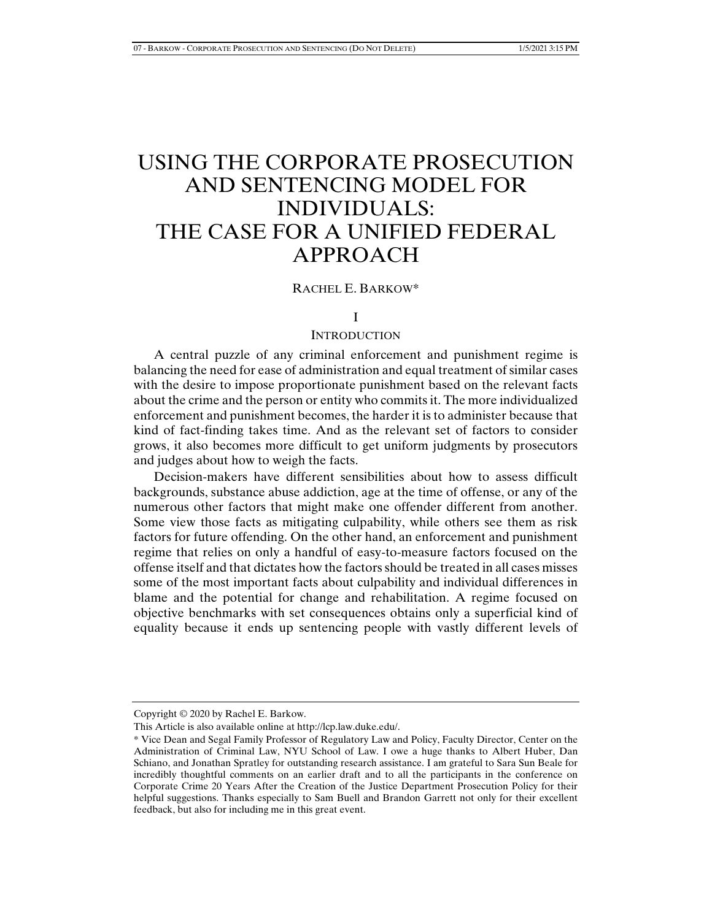# USING THE CORPORATE PROSECUTION AND SENTENCING MODEL FOR INDIVIDUALS: THE CASE FOR A UNIFIED FEDERAL APPROACH

RACHEL E. BARKOW*

## I

## INTRODUCTION

A central puzzle of any criminal enforcement and punishment regime is balancing the need for ease of administration and equal treatment of similar cases with the desire to impose proportionate punishment based on the relevant facts about the crime and the person or entity who commits it. The more individualized enforcement and punishment becomes, the harder it is to administer because that kind of fact-finding takes time. And as the relevant set of factors to consider grows, it also becomes more difficult to get uniform judgments by prosecutors and judges about how to weigh the facts.

Decision-makers have different sensibilities about how to assess difficult backgrounds, substance abuse addiction, age at the time of offense, or any of the numerous other factors that might make one offender different from another. Some view those facts as mitigating culpability, while others see them as risk factors for future offending. On the other hand, an enforcement and punishment regime that relies on only a handful of easy-to-measure factors focused on the offense itself and that dictates how the factors should be treated in all cases misses some of the most important facts about culpability and individual differences in blame and the potential for change and rehabilitation. A regime focused on objective benchmarks with set consequences obtains only a superficial kind of equality because it ends up sentencing people with vastly different levels of

---

Copyright © 2020 by Rachel E. Barkow.

This Article is also available online at http://lcp.law.duke.edu/.

\* Vice Dean and Segal Family Professor of Regulatory Law and Policy, Faculty Director, Center on the Administration of Criminal Law, NYU School of Law. I owe a huge thanks to Albert Huber, Dan Schiano, and Jonathan Spratley for outstanding research assistance. I am grateful to Sara Sun Beale for incredibly thoughtful comments on an earlier draft and to all the participants in the conference on Corporate Crime 20 Years After the Creation of the Justice Department Prosecution Policy for their helpful suggestions. Thanks especially to Sam Buell and Brandon Garrett not only for their excellent feedback, but also for including me in this great event.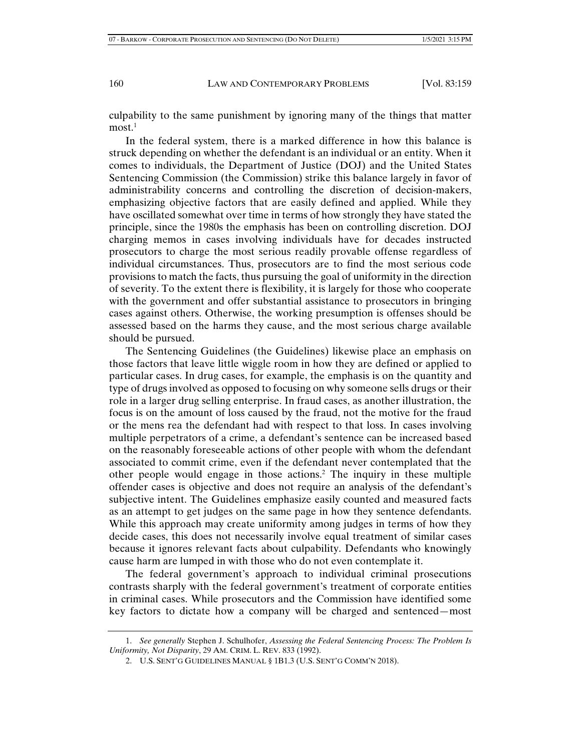culpability to the same punishment by ignoring many of the things that matter most.[1]

In the federal system, there is a marked difference in how this balance is struck depending on whether the defendant is an individual or an entity. When it comes to individuals, the Department of Justice (DOJ) and the United States Sentencing Commission (the Commission) strike this balance largely in favor of administrability concerns and controlling the discretion of decision-makers, emphasizing objective factors that are easily defined and applied. While they have oscillated somewhat over time in terms of how strongly they have stated the principle, since the 1980s the emphasis has been on controlling discretion. DOJ charging memos in cases involving individuals have for decades instructed prosecutors to charge the most serious readily provable offense regardless of individual circumstances. Thus, prosecutors are to find the most serious code provisions to match the facts, thus pursuing the goal of uniformity in the direction of severity. To the extent there is flexibility, it is largely for those who cooperate with the government and offer substantial assistance to prosecutors in bringing cases against others. Otherwise, the working presumption is offenses should be assessed based on the harms they cause, and the most serious charge available should be pursued.

The Sentencing Guidelines (the Guidelines) likewise place an emphasis on those factors that leave little wiggle room in how they are defined or applied to particular cases. In drug cases, for example, the emphasis is on the quantity and type of drugs involved as opposed to focusing on why someone sells drugs or their role in a larger drug selling enterprise. In fraud cases, as another illustration, the focus is on the amount of loss caused by the fraud, not the motive for the fraud or the mens rea the defendant had with respect to that loss. In cases involving multiple perpetrators of a crime, a defendant's sentence can be increased based on the reasonably foreseeable actions of other people with whom the defendant associated to commit crime, even if the defendant never contemplated that the other people would engage in those actions.[2] The inquiry in these multiple offender cases is objective and does not require an analysis of the defendant's subjective intent. The Guidelines emphasize easily counted and measured facts as an attempt to get judges on the same page in how they sentence defendants. While this approach may create uniformity among judges in terms of how they decide cases, this does not necessarily involve equal treatment of similar cases because it ignores relevant facts about culpability. Defendants who knowingly cause harm are lumped in with those who do not even contemplate it.

The federal government's approach to individual criminal prosecutions contrasts sharply with the federal government's treatment of corporate entities in criminal cases. While prosecutors and the Commission have identified some key factors to dictate how a company will be charged and sentenced—most

1. *See generally* Stephen J. Schulhofer, *Assessing the Federal Sentencing Process: The Problem Is Uniformity, Not Disparity*, 29 AM. CRIM. L. REV. 833 (1992).

2. U.S. SENT'G GUIDELINES MANUAL § 1B1.3 (U.S. SENT'G COMM'N 2018).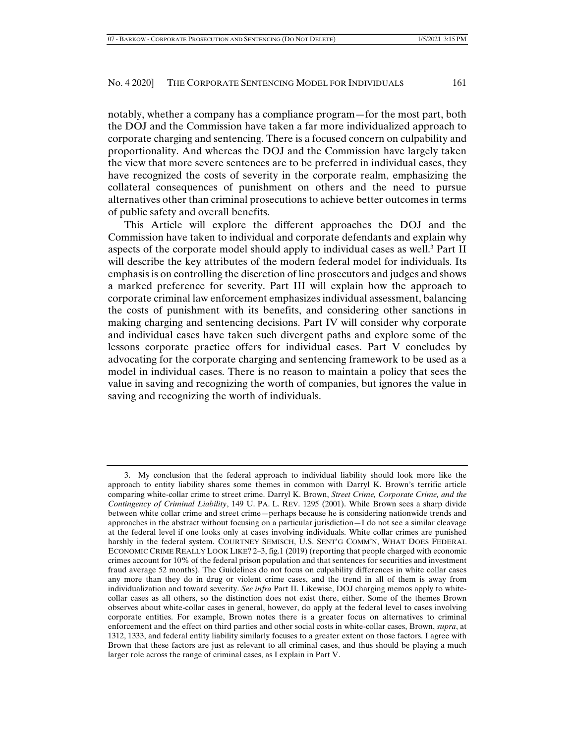notably, whether a company has a compliance program—for the most part, both the DOJ and the Commission have taken a far more individualized approach to corporate charging and sentencing. There is a focused concern on culpability and proportionality. And whereas the DOJ and the Commission have largely taken the view that more severe sentences are to be preferred in individual cases, they have recognized the costs of severity in the corporate realm, emphasizing the collateral consequences of punishment on others and the need to pursue alternatives other than criminal prosecutions to achieve better outcomes in terms of public safety and overall benefits.

This Article will explore the different approaches the DOJ and the Commission have taken to individual and corporate defendants and explain why aspects of the corporate model should apply to individual cases as well.[3] Part II will describe the key attributes of the modern federal model for individuals. Its emphasis is on controlling the discretion of line prosecutors and judges and shows a marked preference for severity. Part III will explain how the approach to corporate criminal law enforcement emphasizes individual assessment, balancing the costs of punishment with its benefits, and considering other sanctions in making charging and sentencing decisions. Part IV will consider why corporate and individual cases have taken such divergent paths and explore some of the lessons corporate practice offers for individual cases. Part V concludes by advocating for the corporate charging and sentencing framework to be used as a model in individual cases. There is no reason to maintain a policy that sees the value in saving and recognizing the worth of companies, but ignores the value in saving and recognizing the worth of individuals.

---

3. My conclusion that the federal approach to individual liability should look more like the approach to entity liability shares some themes in common with Darryl K. Brown's terrific article comparing white-collar crime to street crime. Darryl K. Brown, *Street Crime, Corporate Crime, and the Contingency of Criminal Liability*, 149 U. PA. L. REV. 1295 (2001). While Brown sees a sharp divide between white collar crime and street crime—perhaps because he is considering nationwide trends and approaches in the abstract without focusing on a particular jurisdiction—I do not see a similar cleavage at the federal level if one looks only at cases involving individuals. White collar crimes are punished harshly in the federal system. COURTNEY SEMISCH, U.S. SENT'G COMM'N, WHAT DOES FEDERAL ECONOMIC CRIME REALLY LOOK LIKE? 2–3, fig.1 (2019) (reporting that people charged with economic crimes account for 10% of the federal prison population and that sentences for securities and investment fraud average 52 months). The Guidelines do not focus on culpability differences in white collar cases any more than they do in drug or violent crime cases, and the trend in all of them is away from individualization and toward severity. *See infra* Part II. Likewise, DOJ charging memos apply to white-collar cases as all others, so the distinction does not exist there, either. Some of the themes Brown observes about white-collar cases in general, however, do apply at the federal level to cases involving corporate entities. For example, Brown notes there is a greater focus on alternatives to criminal enforcement and the effect on third parties and other social costs in white-collar cases, Brown, *supra*, at 1312, 1333, and federal entity liability similarly focuses to a greater extent on those factors. I agree with Brown that these factors are just as relevant to all criminal cases, and thus should be playing a much larger role across the range of criminal cases, as I explain in Part V.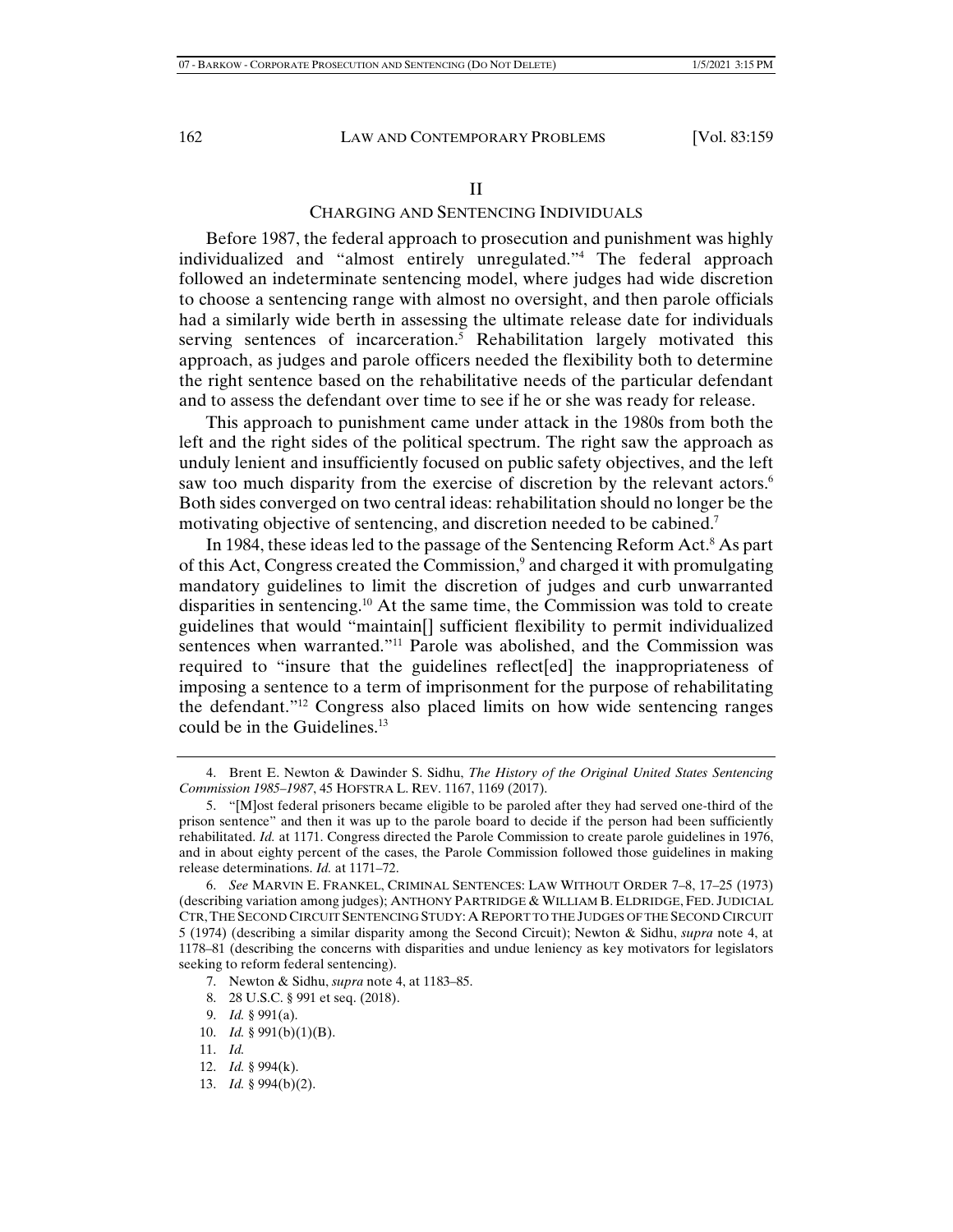## II

## CHARGING AND SENTENCING INDIVIDUALS

Before 1987, the federal approach to prosecution and punishment was highly individualized and "almost entirely unregulated."[4] The federal approach followed an indeterminate sentencing model, where judges had wide discretion to choose a sentencing range with almost no oversight, and then parole officials had a similarly wide berth in assessing the ultimate release date for individuals serving sentences of incarceration.[5] Rehabilitation largely motivated this approach, as judges and parole officers needed the flexibility both to determine the right sentence based on the rehabilitative needs of the particular defendant and to assess the defendant over time to see if he or she was ready for release.

This approach to punishment came under attack in the 1980s from both the left and the right sides of the political spectrum. The right saw the approach as unduly lenient and insufficiently focused on public safety objectives, and the left saw too much disparity from the exercise of discretion by the relevant actors.[6] Both sides converged on two central ideas: rehabilitation should no longer be the motivating objective of sentencing, and discretion needed to be cabined.[7]

In 1984, these ideas led to the passage of the Sentencing Reform Act.[8] As part of this Act, Congress created the Commission,[9] and charged it with promulgating mandatory guidelines to limit the discretion of judges and curb unwarranted disparities in sentencing.[10] At the same time, the Commission was told to create guidelines that would "maintain[] sufficient flexibility to permit individualized sentences when warranted."[11] Parole was abolished, and the Commission was required to "insure that the guidelines reflect[ed] the inappropriateness of imposing a sentence to a term of imprisonment for the purpose of rehabilitating the defendant."[12] Congress also placed limits on how wide sentencing ranges could be in the Guidelines.[13]

---

4. Brent E. Newton & Dawinder S. Sidhu, *The History of the Original United States Sentencing Commission 1985–1987*, 45 HOFSTRA L. REV. 1167, 1169 (2017).

5. "[M]ost federal prisoners became eligible to be paroled after they had served one-third of the prison sentence" and then it was up to the parole board to decide if the person had been sufficiently rehabilitated. *Id.* at 1171. Congress directed the Parole Commission to create parole guidelines in 1976, and in about eighty percent of the cases, the Parole Commission followed those guidelines in making release determinations. *Id.* at 1171–72.

6. *See* MARVIN E. FRANKEL, CRIMINAL SENTENCES: LAW WITHOUT ORDER 7–8, 17–25 (1973) (describing variation among judges); ANTHONY PARTRIDGE & WILLIAM B. ELDRIDGE, FED. JUDICIAL CTR, THE SECOND CIRCUIT SENTENCING STUDY: A REPORT TO THE JUDGES OF THE SECOND CIRCUIT 5 (1974) (describing a similar disparity among the Second Circuit); Newton & Sidhu, *supra* note 4, at 1178–81 (describing the concerns with disparities and undue leniency as key motivators for legislators seeking to reform federal sentencing).

7. Newton & Sidhu, *supra* note 4, at 1183–85.

8. 28 U.S.C. § 991 et seq. (2018).

9. *Id.* § 991(a).

10. *Id.* § 991(b)(1)(B).

11. *Id.*

12. *Id.* § 994(k).

13. *Id.* § 994(b)(2).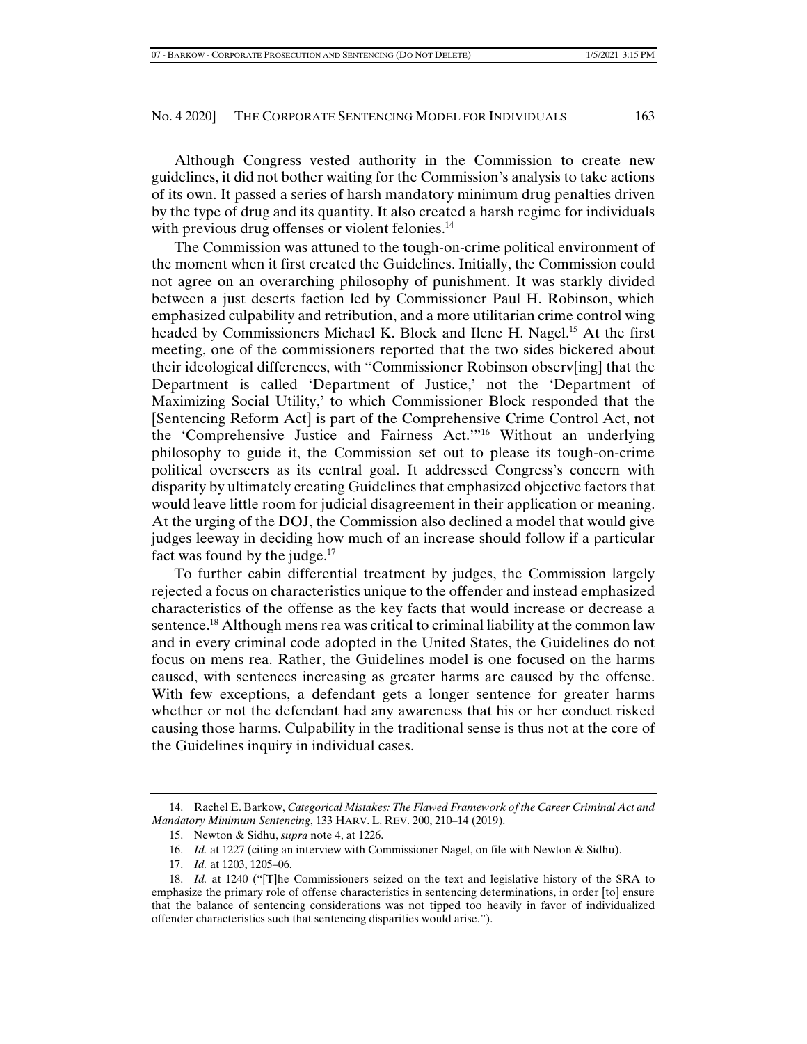Although Congress vested authority in the Commission to create new guidelines, it did not bother waiting for the Commission's analysis to take actions of its own. It passed a series of harsh mandatory minimum drug penalties driven by the type of drug and its quantity. It also created a harsh regime for individuals with previous drug offenses or violent felonies.[14]

The Commission was attuned to the tough-on-crime political environment of the moment when it first created the Guidelines. Initially, the Commission could not agree on an overarching philosophy of punishment. It was starkly divided between a just deserts faction led by Commissioner Paul H. Robinson, which emphasized culpability and retribution, and a more utilitarian crime control wing headed by Commissioners Michael K. Block and Ilene H. Nagel.[15] At the first meeting, one of the commissioners reported that the two sides bickered about their ideological differences, with "Commissioner Robinson observ[ing] that the Department is called 'Department of Justice,' not the 'Department of Maximizing Social Utility,' to which Commissioner Block responded that the [Sentencing Reform Act] is part of the Comprehensive Crime Control Act, not the 'Comprehensive Justice and Fairness Act.'"[16] Without an underlying philosophy to guide it, the Commission set out to please its tough-on-crime political overseers as its central goal. It addressed Congress's concern with disparity by ultimately creating Guidelines that emphasized objective factors that would leave little room for judicial disagreement in their application or meaning. At the urging of the DOJ, the Commission also declined a model that would give judges leeway in deciding how much of an increase should follow if a particular fact was found by the judge.[17]

To further cabin differential treatment by judges, the Commission largely rejected a focus on characteristics unique to the offender and instead emphasized characteristics of the offense as the key facts that would increase or decrease a sentence.[18] Although mens rea was critical to criminal liability at the common law and in every criminal code adopted in the United States, the Guidelines do not focus on mens rea. Rather, the Guidelines model is one focused on the harms caused, with sentences increasing as greater harms are caused by the offense. With few exceptions, a defendant gets a longer sentence for greater harms whether or not the defendant had any awareness that his or her conduct risked causing those harms. Culpability in the traditional sense is thus not at the core of the Guidelines inquiry in individual cases.

---

14. Rachel E. Barkow, *Categorical Mistakes: The Flawed Framework of the Career Criminal Act and Mandatory Minimum Sentencing*, 133 HARV. L. REV. 200, 210–14 (2019).

15. Newton & Sidhu, *supra* note 4, at 1226.

16. *Id.* at 1227 (citing an interview with Commissioner Nagel, on file with Newton & Sidhu).

17. *Id.* at 1203, 1205–06.

18. *Id.* at 1240 ("[T]he Commissioners seized on the text and legislative history of the SRA to emphasize the primary role of offense characteristics in sentencing determinations, in order [to] ensure that the balance of sentencing considerations was not tipped too heavily in favor of individualized offender characteristics such that sentencing disparities would arise.").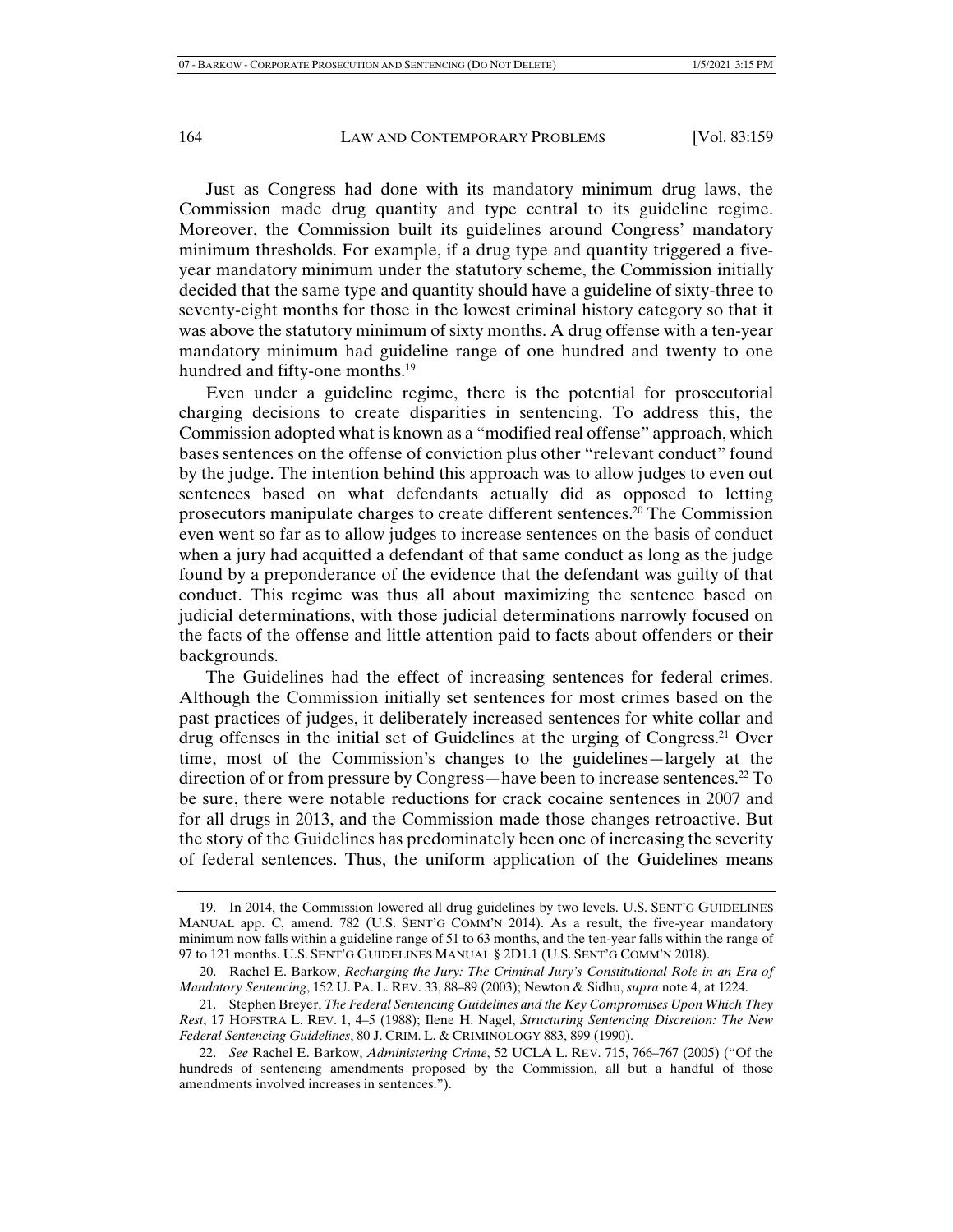Just as Congress had done with its mandatory minimum drug laws, the Commission made drug quantity and type central to its guideline regime. Moreover, the Commission built its guidelines around Congress' mandatory minimum thresholds. For example, if a drug type and quantity triggered a five-year mandatory minimum under the statutory scheme, the Commission initially decided that the same type and quantity should have a guideline of sixty-three to seventy-eight months for those in the lowest criminal history category so that it was above the statutory minimum of sixty months. A drug offense with a ten-year mandatory minimum had guideline range of one hundred and twenty to one hundred and fifty-one months.[19]

Even under a guideline regime, there is the potential for prosecutorial charging decisions to create disparities in sentencing. To address this, the Commission adopted what is known as a "modified real offense" approach, which bases sentences on the offense of conviction plus other "relevant conduct" found by the judge. The intention behind this approach was to allow judges to even out sentences based on what defendants actually did as opposed to letting prosecutors manipulate charges to create different sentences.[20] The Commission even went so far as to allow judges to increase sentences on the basis of conduct when a jury had acquitted a defendant of that same conduct as long as the judge found by a preponderance of the evidence that the defendant was guilty of that conduct. This regime was thus all about maximizing the sentence based on judicial determinations, with those judicial determinations narrowly focused on the facts of the offense and little attention paid to facts about offenders or their backgrounds.

The Guidelines had the effect of increasing sentences for federal crimes. Although the Commission initially set sentences for most crimes based on the past practices of judges, it deliberately increased sentences for white collar and drug offenses in the initial set of Guidelines at the urging of Congress.[21] Over time, most of the Commission's changes to the guidelines—largely at the direction of or from pressure by Congress—have been to increase sentences.[22] To be sure, there were notable reductions for crack cocaine sentences in 2007 and for all drugs in 2013, and the Commission made those changes retroactive. But the story of the Guidelines has predominately been one of increasing the severity of federal sentences. Thus, the uniform application of the Guidelines means

---

19. In 2014, the Commission lowered all drug guidelines by two levels. U.S. SENT'G GUIDELINES MANUAL app. C, amend. 782 (U.S. SENT'G COMM'N 2014). As a result, the five-year mandatory minimum now falls within a guideline range of 51 to 63 months, and the ten-year falls within the range of 97 to 121 months. U.S. SENT'G GUIDELINES MANUAL § 2D1.1 (U.S. SENT'G COMM'N 2018).

20. Rachel E. Barkow, *Recharging the Jury: The Criminal Jury's Constitutional Role in an Era of Mandatory Sentencing*, 152 U. PA. L. REV. 33, 88–89 (2003); Newton & Sidhu, *supra* note 4, at 1224.

21. Stephen Breyer, *The Federal Sentencing Guidelines and the Key Compromises Upon Which They Rest*, 17 HOFSTRA L. REV. 1, 4–5 (1988); Ilene H. Nagel, *Structuring Sentencing Discretion: The New Federal Sentencing Guidelines*, 80 J. CRIM. L. & CRIMINOLOGY 883, 899 (1990).

22. *See* Rachel E. Barkow, *Administering Crime*, 52 UCLA L. REV. 715, 766–767 (2005) ("Of the hundreds of sentencing amendments proposed by the Commission, all but a handful of those amendments involved increases in sentences.").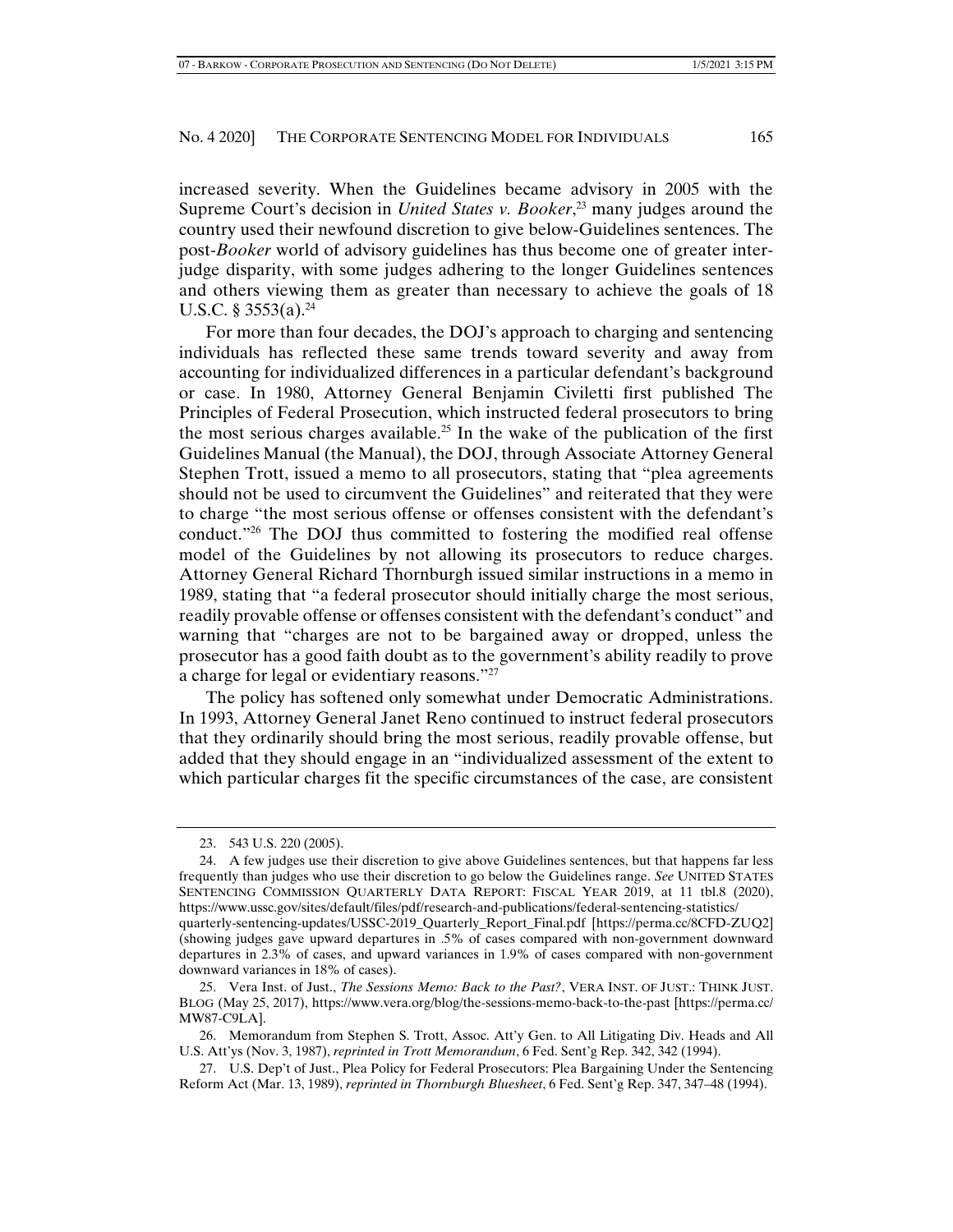increased severity. When the Guidelines became advisory in 2005 with the Supreme Court's decision in *United States v. Booker*,[23] many judges around the country used their newfound discretion to give below-Guidelines sentences. The post-*Booker* world of advisory guidelines has thus become one of greater inter-judge disparity, with some judges adhering to the longer Guidelines sentences and others viewing them as greater than necessary to achieve the goals of 18 U.S.C. § 3553(a).[24]

For more than four decades, the DOJ's approach to charging and sentencing individuals has reflected these same trends toward severity and away from accounting for individualized differences in a particular defendant's background or case. In 1980, Attorney General Benjamin Civiletti first published The Principles of Federal Prosecution, which instructed federal prosecutors to bring the most serious charges available.[25] In the wake of the publication of the first Guidelines Manual (the Manual), the DOJ, through Associate Attorney General Stephen Trott, issued a memo to all prosecutors, stating that "plea agreements should not be used to circumvent the Guidelines" and reiterated that they were to charge "the most serious offense or offenses consistent with the defendant's conduct."[26] The DOJ thus committed to fostering the modified real offense model of the Guidelines by not allowing its prosecutors to reduce charges. Attorney General Richard Thornburgh issued similar instructions in a memo in 1989, stating that "a federal prosecutor should initially charge the most serious, readily provable offense or offenses consistent with the defendant's conduct" and warning that "charges are not to be bargained away or dropped, unless the prosecutor has a good faith doubt as to the government's ability readily to prove a charge for legal or evidentiary reasons."[27]

The policy has softened only somewhat under Democratic Administrations. In 1993, Attorney General Janet Reno continued to instruct federal prosecutors that they ordinarily should bring the most serious, readily provable offense, but added that they should engage in an "individualized assessment of the extent to which particular charges fit the specific circumstances of the case, are consistent

---

23. 543 U.S. 220 (2005).

24. A few judges use their discretion to give above Guidelines sentences, but that happens far less frequently than judges who use their discretion to go below the Guidelines range. *See* UNITED STATES SENTENCING COMMISSION QUARTERLY DATA REPORT: FISCAL YEAR 2019, at 11 tbl.8 (2020), https://www.ussc.gov/sites/default/files/pdf/research-and-publications/federal-sentencing-statistics/quarterly-sentencing-updates/USSC-2019_Quarterly_Report_Final.pdf [https://perma.cc/8CFD-ZUQ2] (showing judges gave upward departures in .5% of cases compared with non-government downward departures in 2.3% of cases, and upward variances in 1.9% of cases compared with non-government downward variances in 18% of cases).

25. Vera Inst. of Just., *The Sessions Memo: Back to the Past?*, VERA INST. OF JUST.: THINK JUST. BLOG (May 25, 2017), https://www.vera.org/blog/the-sessions-memo-back-to-the-past [https://perma.cc/MW87-C9LA].

26. Memorandum from Stephen S. Trott, Assoc. Att'y Gen. to All Litigating Div. Heads and All U.S. Att'ys (Nov. 3, 1987), *reprinted in Trott Memorandum*, 6 Fed. Sent'g Rep. 342, 342 (1994).

27. U.S. Dep't of Just., Plea Policy for Federal Prosecutors: Plea Bargaining Under the Sentencing Reform Act (Mar. 13, 1989), *reprinted in Thornburgh Bluesheet*, 6 Fed. Sent'g Rep. 347, 347–48 (1994).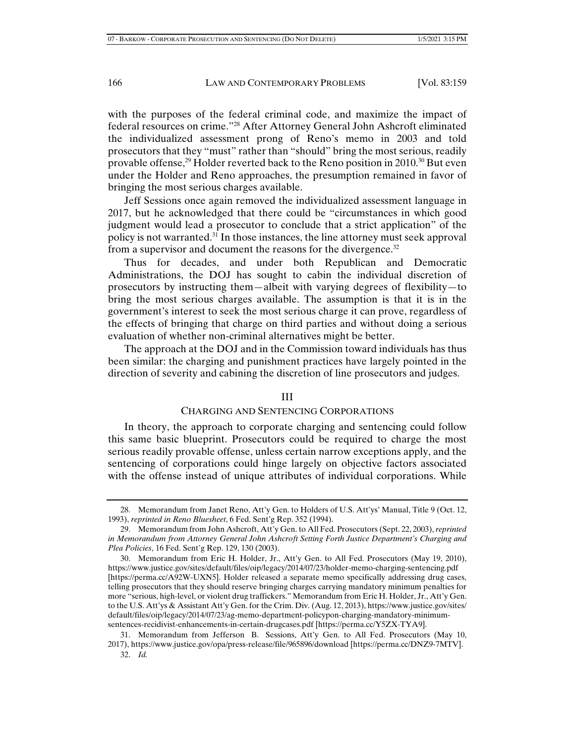with the purposes of the federal criminal code, and maximize the impact of federal resources on crime."[28] After Attorney General John Ashcroft eliminated the individualized assessment prong of Reno's memo in 2003 and told prosecutors that they "must" rather than "should" bring the most serious, readily provable offense,[29] Holder reverted back to the Reno position in 2010.[30] But even under the Holder and Reno approaches, the presumption remained in favor of bringing the most serious charges available.

Jeff Sessions once again removed the individualized assessment language in 2017, but he acknowledged that there could be "circumstances in which good judgment would lead a prosecutor to conclude that a strict application" of the policy is not warranted.[31] In those instances, the line attorney must seek approval from a supervisor and document the reasons for the divergence.[32]

Thus for decades, and under both Republican and Democratic Administrations, the DOJ has sought to cabin the individual discretion of prosecutors by instructing them—albeit with varying degrees of flexibility—to bring the most serious charges available. The assumption is that it is in the government's interest to seek the most serious charge it can prove, regardless of the effects of bringing that charge on third parties and without doing a serious evaluation of whether non-criminal alternatives might be better.

The approach at the DOJ and in the Commission toward individuals has thus been similar: the charging and punishment practices have largely pointed in the direction of severity and cabining the discretion of line prosecutors and judges.

## III

## CHARGING AND SENTENCING CORPORATIONS

In theory, the approach to corporate charging and sentencing could follow this same basic blueprint. Prosecutors could be required to charge the most serious readily provable offense, unless certain narrow exceptions apply, and the sentencing of corporations could hinge largely on objective factors associated with the offense instead of unique attributes of individual corporations. While

---

28. Memorandum from Janet Reno, Att'y Gen. to Holders of U.S. Att'ys' Manual, Title 9 (Oct. 12, 1993), *reprinted in Reno Bluesheet*, 6 Fed. Sent'g Rep. 352 (1994).

29. Memorandum from John Ashcroft, Att'y Gen. to All Fed. Prosecutors (Sept. 22, 2003), *reprinted in Memorandum from Attorney General John Ashcroft Setting Forth Justice Department's Charging and Plea Policies*, 16 Fed. Sent'g Rep. 129, 130 (2003).

30. Memorandum from Eric H. Holder, Jr., Att'y Gen. to All Fed. Prosecutors (May 19, 2010), https://www.justice.gov/sites/default/files/oip/legacy/2014/07/23/holder-memo-charging-sentencing.pdf [https://perma.cc/A92W-UXN5]. Holder released a separate memo specifically addressing drug cases, telling prosecutors that they should reserve bringing charges carrying mandatory minimum penalties for more "serious, high-level, or violent drug traffickers." Memorandum from Eric H. Holder, Jr., Att'y Gen. to the U.S. Att'ys & Assistant Att'y Gen. for the Crim. Div. (Aug. 12, 2013), https://www.justice.gov/sites/default/files/oip/legacy/2014/07/23/ag-memo-department-policypon-charging-mandatory-minimum-sentences-recidivist-enhancements-in-certain-drugcases.pdf [https://perma.cc/Y5ZX-TYA9].

31. Memorandum from Jefferson B. Sessions, Att'y Gen. to All Fed. Prosecutors (May 10, 2017), https://www.justice.gov/opa/press-release/file/965896/download [https://perma.cc/DNZ9-7MTV].

32. *Id.*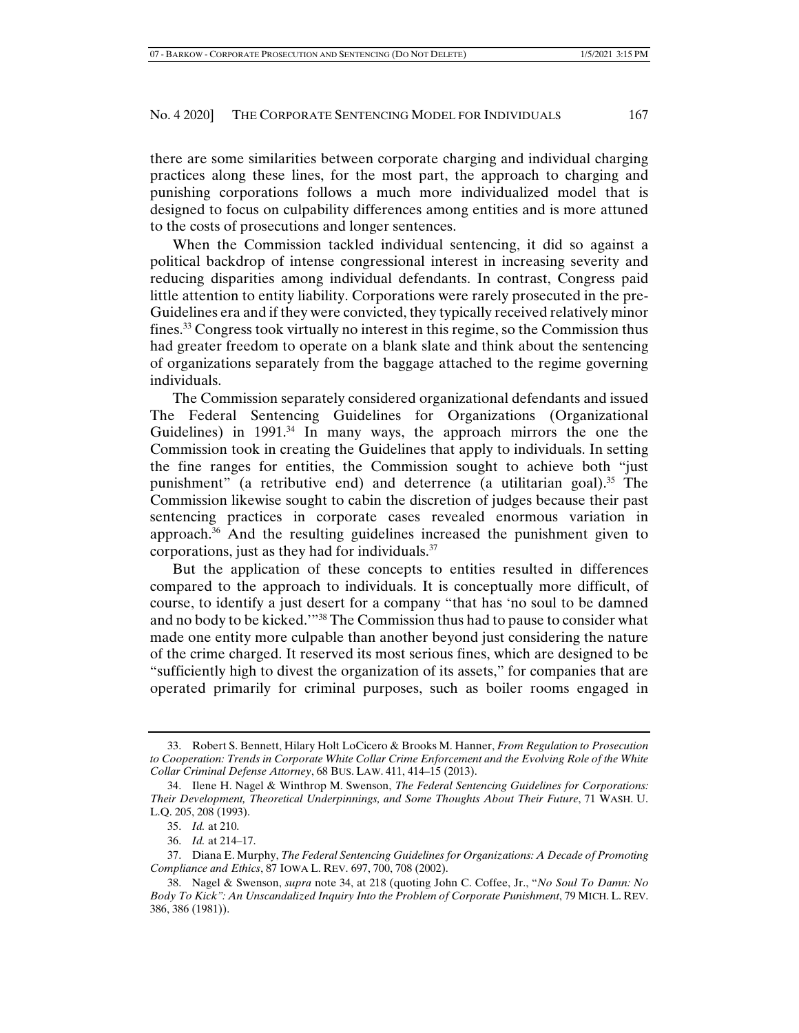there are some similarities between corporate charging and individual charging practices along these lines, for the most part, the approach to charging and punishing corporations follows a much more individualized model that is designed to focus on culpability differences among entities and is more attuned to the costs of prosecutions and longer sentences.

When the Commission tackled individual sentencing, it did so against a political backdrop of intense congressional interest in increasing severity and reducing disparities among individual defendants. In contrast, Congress paid little attention to entity liability. Corporations were rarely prosecuted in the pre-Guidelines era and if they were convicted, they typically received relatively minor fines.[33] Congress took virtually no interest in this regime, so the Commission thus had greater freedom to operate on a blank slate and think about the sentencing of organizations separately from the baggage attached to the regime governing individuals.

The Commission separately considered organizational defendants and issued The Federal Sentencing Guidelines for Organizations (Organizational Guidelines) in 1991.[34] In many ways, the approach mirrors the one the Commission took in creating the Guidelines that apply to individuals. In setting the fine ranges for entities, the Commission sought to achieve both "just punishment" (a retributive end) and deterrence (a utilitarian goal).[35] The Commission likewise sought to cabin the discretion of judges because their past sentencing practices in corporate cases revealed enormous variation in approach.[36] And the resulting guidelines increased the punishment given to corporations, just as they had for individuals.[37]

But the application of these concepts to entities resulted in differences compared to the approach to individuals. It is conceptually more difficult, of course, to identify a just desert for a company "that has 'no soul to be damned and no body to be kicked.'"[38] The Commission thus had to pause to consider what made one entity more culpable than another beyond just considering the nature of the crime charged. It reserved its most serious fines, which are designed to be "sufficiently high to divest the organization of its assets," for companies that are operated primarily for criminal purposes, such as boiler rooms engaged in

---

33. Robert S. Bennett, Hilary Holt LoCicero & Brooks M. Hanner, *From Regulation to Prosecution to Cooperation: Trends in Corporate White Collar Crime Enforcement and the Evolving Role of the White Collar Criminal Defense Attorney*, 68 BUS. LAW. 411, 414–15 (2013).

34. Ilene H. Nagel & Winthrop M. Swenson, *The Federal Sentencing Guidelines for Corporations: Their Development, Theoretical Underpinnings, and Some Thoughts About Their Future*, 71 WASH. U. L.Q. 205, 208 (1993).

35. *Id.* at 210.

36. *Id.* at 214–17.

37. Diana E. Murphy, *The Federal Sentencing Guidelines for Organizations: A Decade of Promoting Compliance and Ethics*, 87 IOWA L. REV. 697, 700, 708 (2002).

38. Nagel & Swenson, *supra* note 34, at 218 (quoting John C. Coffee, Jr., "*No Soul To Damn: No Body To Kick": An Unscandalized Inquiry Into the Problem of Corporate Punishment*, 79 MICH. L. REV. 386, 386 (1981)).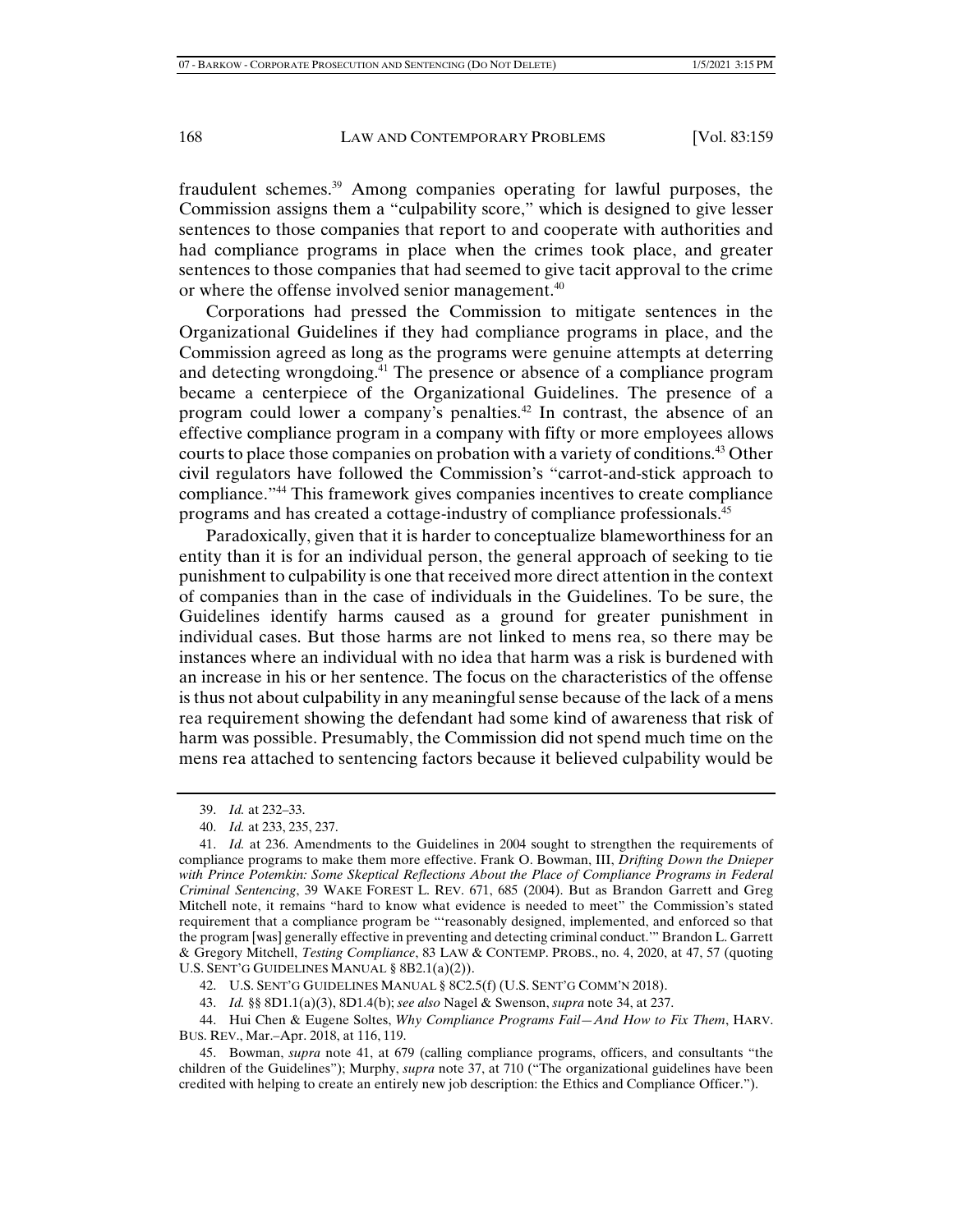fraudulent schemes.[39] Among companies operating for lawful purposes, the Commission assigns them a "culpability score," which is designed to give lesser sentences to those companies that report to and cooperate with authorities and had compliance programs in place when the crimes took place, and greater sentences to those companies that had seemed to give tacit approval to the crime or where the offense involved senior management.[40]

Corporations had pressed the Commission to mitigate sentences in the Organizational Guidelines if they had compliance programs in place, and the Commission agreed as long as the programs were genuine attempts at deterring and detecting wrongdoing.[41] The presence or absence of a compliance program became a centerpiece of the Organizational Guidelines. The presence of a program could lower a company's penalties.[42] In contrast, the absence of an effective compliance program in a company with fifty or more employees allows courts to place those companies on probation with a variety of conditions.[43] Other civil regulators have followed the Commission's "carrot-and-stick approach to compliance."[44] This framework gives companies incentives to create compliance programs and has created a cottage-industry of compliance professionals.[45]

Paradoxically, given that it is harder to conceptualize blameworthiness for an entity than it is for an individual person, the general approach of seeking to tie punishment to culpability is one that received more direct attention in the context of companies than in the case of individuals in the Guidelines. To be sure, the Guidelines identify harms caused as a ground for greater punishment in individual cases. But those harms are not linked to mens rea, so there may be instances where an individual with no idea that harm was a risk is burdened with an increase in his or her sentence. The focus on the characteristics of the offense is thus not about culpability in any meaningful sense because of the lack of a mens rea requirement showing the defendant had some kind of awareness that risk of harm was possible. Presumably, the Commission did not spend much time on the mens rea attached to sentencing factors because it believed culpability would be

---

39. *Id.* at 232–33.

40. *Id.* at 233, 235, 237.

41. *Id.* at 236. Amendments to the Guidelines in 2004 sought to strengthen the requirements of compliance programs to make them more effective. Frank O. Bowman, III, *Drifting Down the Dnieper with Prince Potemkin: Some Skeptical Reflections About the Place of Compliance Programs in Federal Criminal Sentencing*, 39 WAKE FOREST L. REV. 671, 685 (2004). But as Brandon Garrett and Greg Mitchell note, it remains "hard to know what evidence is needed to meet" the Commission's stated requirement that a compliance program be "'reasonably designed, implemented, and enforced so that the program [was] generally effective in preventing and detecting criminal conduct.'" Brandon L. Garrett & Gregory Mitchell, *Testing Compliance*, 83 LAW & CONTEMP. PROBS., no. 4, 2020, at 47, 57 (quoting U.S. SENT'G GUIDELINES MANUAL § 8B2.1(a)(2)).

42. U.S. SENT'G GUIDELINES MANUAL § 8C2.5(f) (U.S. SENT'G COMM'N 2018).

43. *Id.* §§ 8D1.1(a)(3), 8D1.4(b); *see also* Nagel & Swenson, *supra* note 34, at 237.

44. Hui Chen & Eugene Soltes, *Why Compliance Programs Fail—And How to Fix Them*, HARV. BUS. REV., Mar.–Apr. 2018, at 116, 119.

45. Bowman, *supra* note 41, at 679 (calling compliance programs, officers, and consultants "the children of the Guidelines"); Murphy, *supra* note 37, at 710 ("The organizational guidelines have been credited with helping to create an entirely new job description: the Ethics and Compliance Officer.").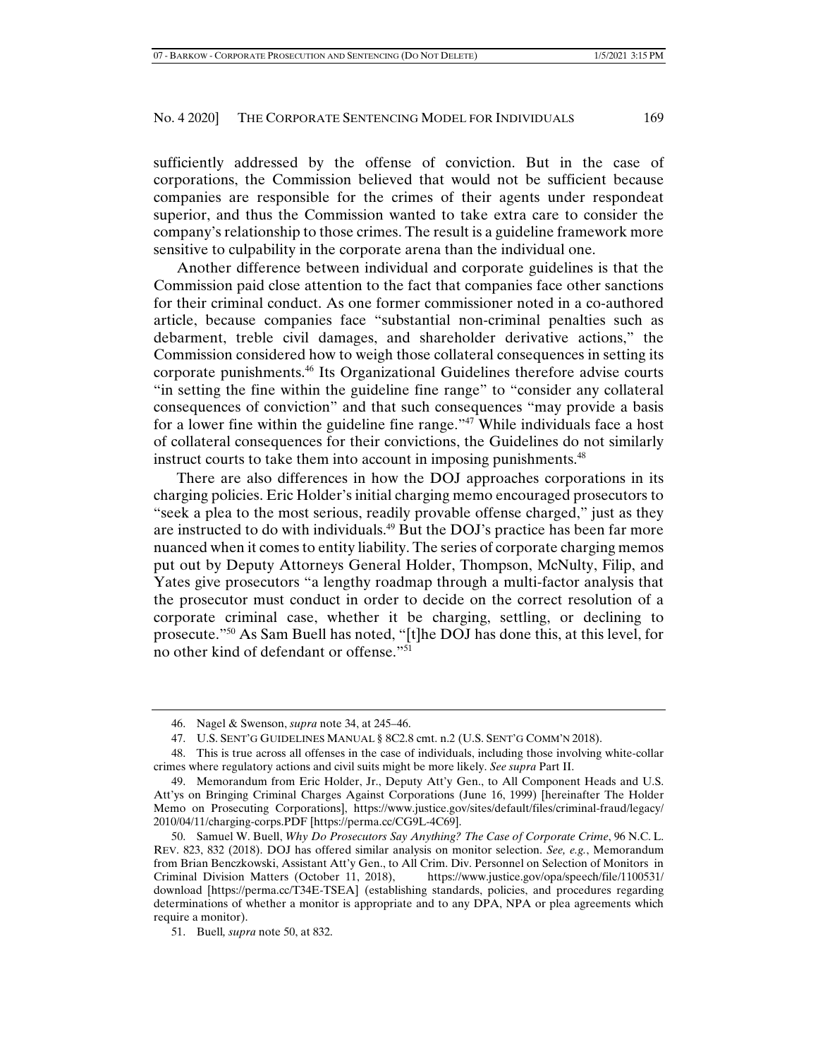sufficiently addressed by the offense of conviction. But in the case of corporations, the Commission believed that would not be sufficient because companies are responsible for the crimes of their agents under respondeat superior, and thus the Commission wanted to take extra care to consider the company's relationship to those crimes. The result is a guideline framework more sensitive to culpability in the corporate arena than the individual one.

Another difference between individual and corporate guidelines is that the Commission paid close attention to the fact that companies face other sanctions for their criminal conduct. As one former commissioner noted in a co-authored article, because companies face "substantial non-criminal penalties such as debarment, treble civil damages, and shareholder derivative actions," the Commission considered how to weigh those collateral consequences in setting its corporate punishments.[46] Its Organizational Guidelines therefore advise courts "in setting the fine within the guideline fine range" to "consider any collateral consequences of conviction" and that such consequences "may provide a basis for a lower fine within the guideline fine range."[47] While individuals face a host of collateral consequences for their convictions, the Guidelines do not similarly instruct courts to take them into account in imposing punishments.[48]

There are also differences in how the DOJ approaches corporations in its charging policies. Eric Holder's initial charging memo encouraged prosecutors to "seek a plea to the most serious, readily provable offense charged," just as they are instructed to do with individuals.[49] But the DOJ's practice has been far more nuanced when it comes to entity liability. The series of corporate charging memos put out by Deputy Attorneys General Holder, Thompson, McNulty, Filip, and Yates give prosecutors "a lengthy roadmap through a multi-factor analysis that the prosecutor must conduct in order to decide on the correct resolution of a corporate criminal case, whether it be charging, settling, or declining to prosecute."[50] As Sam Buell has noted, "[t]he DOJ has done this, at this level, for no other kind of defendant or offense."[51]

---

46. Nagel & Swenson, *supra* note 34, at 245–46.

47. U.S. SENT'G GUIDELINES MANUAL § 8C2.8 cmt. n.2 (U.S. SENT'G COMM'N 2018).

48. This is true across all offenses in the case of individuals, including those involving white-collar crimes where regulatory actions and civil suits might be more likely. *See supra* Part II.

49. Memorandum from Eric Holder, Jr., Deputy Att'y Gen., to All Component Heads and U.S. Att'ys on Bringing Criminal Charges Against Corporations (June 16, 1999) [hereinafter The Holder Memo on Prosecuting Corporations], https://www.justice.gov/sites/default/files/criminal-fraud/legacy/2010/04/11/charging-corps.PDF [https://perma.cc/CG9L-4C69].

50. Samuel W. Buell, *Why Do Prosecutors Say Anything? The Case of Corporate Crime*, 96 N.C. L. REV. 823, 832 (2018). DOJ has offered similar analysis on monitor selection. *See, e.g.*, Memorandum from Brian Benczkowski, Assistant Att'y Gen., to All Crim. Div. Personnel on Selection of Monitors in Criminal Division Matters (October 11, 2018), https://www.justice.gov/opa/speech/file/1100531/download [https://perma.cc/T34E-TSEA] (establishing standards, policies, and procedures regarding determinations of whether a monitor is appropriate and to any DPA, NPA or plea agreements which require a monitor).

51. Buell*, supra* note 50, at 832.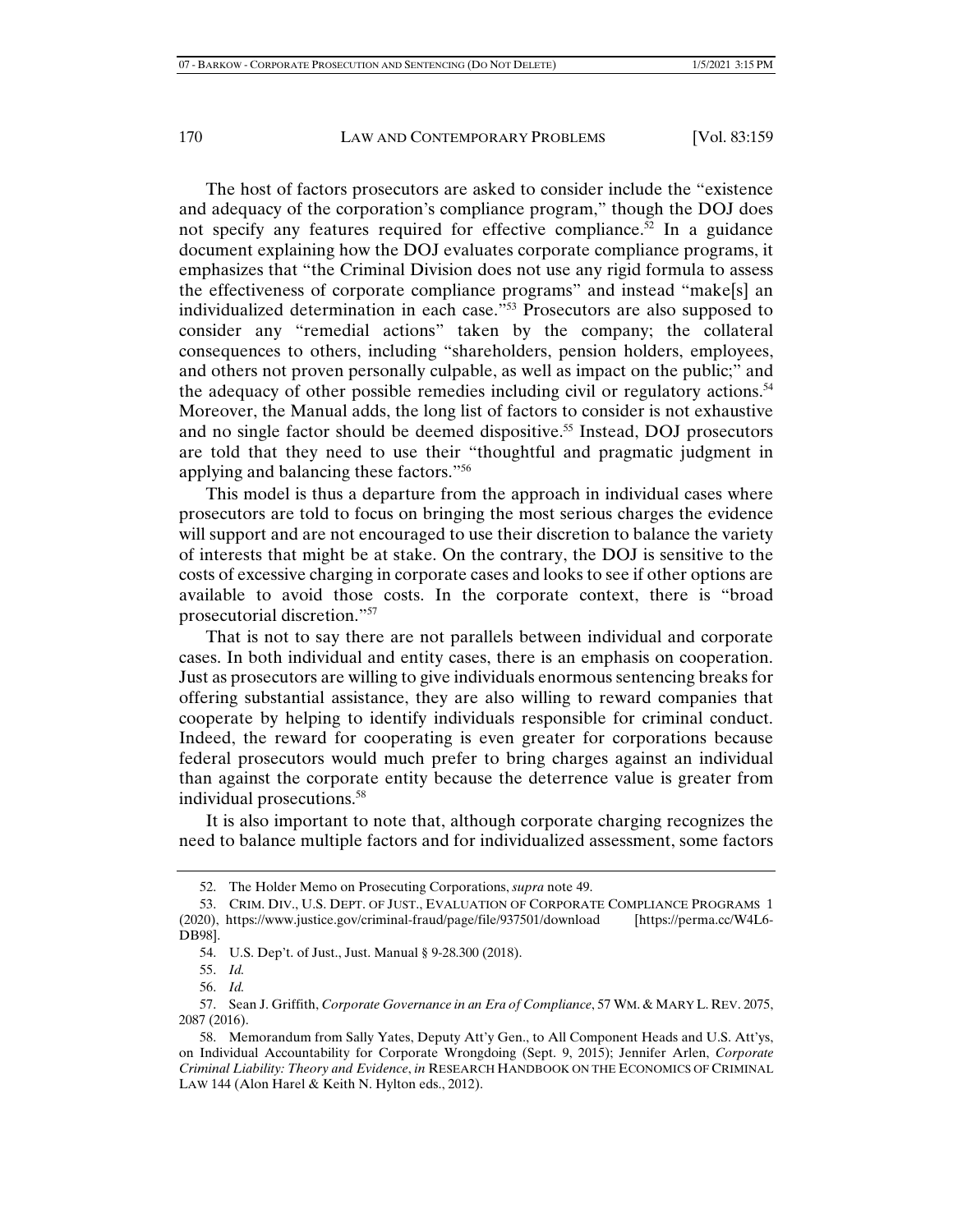The host of factors prosecutors are asked to consider include the "existence and adequacy of the corporation's compliance program," though the DOJ does not specify any features required for effective compliance.[52] In a guidance document explaining how the DOJ evaluates corporate compliance programs, it emphasizes that "the Criminal Division does not use any rigid formula to assess the effectiveness of corporate compliance programs" and instead "make[s] an individualized determination in each case."[53] Prosecutors are also supposed to consider any "remedial actions" taken by the company; the collateral consequences to others, including "shareholders, pension holders, employees, and others not proven personally culpable, as well as impact on the public;" and the adequacy of other possible remedies including civil or regulatory actions.[54] Moreover, the Manual adds, the long list of factors to consider is not exhaustive and no single factor should be deemed dispositive.[55] Instead, DOJ prosecutors are told that they need to use their "thoughtful and pragmatic judgment in applying and balancing these factors."[56]

This model is thus a departure from the approach in individual cases where prosecutors are told to focus on bringing the most serious charges the evidence will support and are not encouraged to use their discretion to balance the variety of interests that might be at stake. On the contrary, the DOJ is sensitive to the costs of excessive charging in corporate cases and looks to see if other options are available to avoid those costs. In the corporate context, there is "broad prosecutorial discretion."[57]

That is not to say there are not parallels between individual and corporate cases. In both individual and entity cases, there is an emphasis on cooperation. Just as prosecutors are willing to give individuals enormous sentencing breaks for offering substantial assistance, they are also willing to reward companies that cooperate by helping to identify individuals responsible for criminal conduct. Indeed, the reward for cooperating is even greater for corporations because federal prosecutors would much prefer to bring charges against an individual than against the corporate entity because the deterrence value is greater from individual prosecutions.[58]

It is also important to note that, although corporate charging recognizes the need to balance multiple factors and for individualized assessment, some factors

---

52. The Holder Memo on Prosecuting Corporations, *supra* note 49.

53. CRIM. DIV., U.S. DEPT. OF JUST., EVALUATION OF CORPORATE COMPLIANCE PROGRAMS 1 (2020), https://www.justice.gov/criminal-fraud/page/file/937501/download [https://perma.cc/W4L6-DB98].

54. U.S. Dep't. of Just., Just. Manual § 9-28.300 (2018).

55. *Id.*

56. *Id.*

57. Sean J. Griffith, *Corporate Governance in an Era of Compliance*, 57 WM. & MARY L. REV. 2075, 2087 (2016).

58. Memorandum from Sally Yates, Deputy Att'y Gen., to All Component Heads and U.S. Att'ys, on Individual Accountability for Corporate Wrongdoing (Sept. 9, 2015); Jennifer Arlen, *Corporate Criminal Liability: Theory and Evidence*, *in* RESEARCH HANDBOOK ON THE ECONOMICS OF CRIMINAL LAW 144 (Alon Harel & Keith N. Hylton eds., 2012).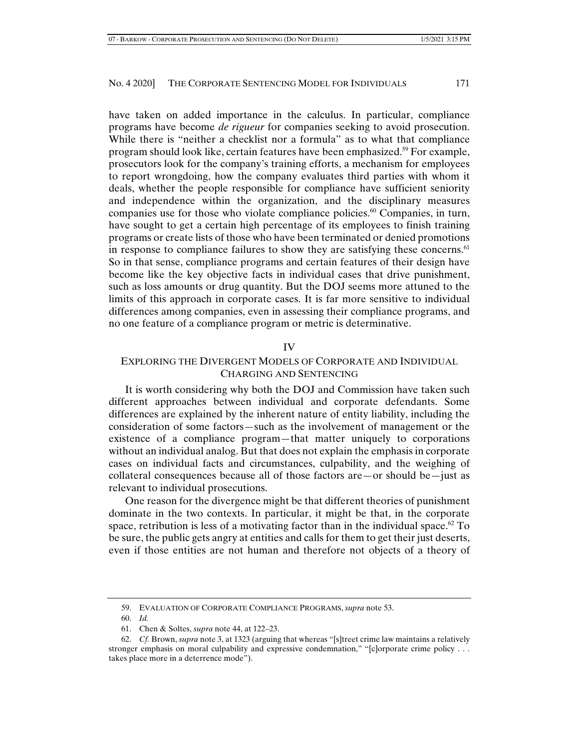have taken on added importance in the calculus. In particular, compliance programs have become *de rigueur* for companies seeking to avoid prosecution. While there is "neither a checklist nor a formula" as to what that compliance program should look like, certain features have been emphasized.[59] For example, prosecutors look for the company's training efforts, a mechanism for employees to report wrongdoing, how the company evaluates third parties with whom it deals, whether the people responsible for compliance have sufficient seniority and independence within the organization, and the disciplinary measures companies use for those who violate compliance policies.[60] Companies, in turn, have sought to get a certain high percentage of its employees to finish training programs or create lists of those who have been terminated or denied promotions in response to compliance failures to show they are satisfying these concerns.[61] So in that sense, compliance programs and certain features of their design have become like the key objective facts in individual cases that drive punishment, such as loss amounts or drug quantity. But the DOJ seems more attuned to the limits of this approach in corporate cases. It is far more sensitive to individual differences among companies, even in assessing their compliance programs, and no one feature of a compliance program or metric is determinative.

## IV
## EXPLORING THE DIVERGENT MODELS OF CORPORATE AND INDIVIDUAL CHARGING AND SENTENCING

It is worth considering why both the DOJ and Commission have taken such different approaches between individual and corporate defendants. Some differences are explained by the inherent nature of entity liability, including the consideration of some factors—such as the involvement of management or the existence of a compliance program—that matter uniquely to corporations without an individual analog. But that does not explain the emphasis in corporate cases on individual facts and circumstances, culpability, and the weighing of collateral consequences because all of those factors are—or should be—just as relevant to individual prosecutions.

One reason for the divergence might be that different theories of punishment dominate in the two contexts. In particular, it might be that, in the corporate space, retribution is less of a motivating factor than in the individual space.[62] To be sure, the public gets angry at entities and calls for them to get their just deserts, even if those entities are not human and therefore not objects of a theory of

---

59. EVALUATION OF CORPORATE COMPLIANCE PROGRAMS, *supra* note 53.

60. *Id.*

61. Chen & Soltes, *supra* note 44, at 122–23.

62. *Cf.* Brown, *supra* note 3, at 1323 (arguing that whereas "[s]treet crime law maintains a relatively stronger emphasis on moral culpability and expressive condemnation," "[c]orporate crime policy . . . takes place more in a deterrence mode").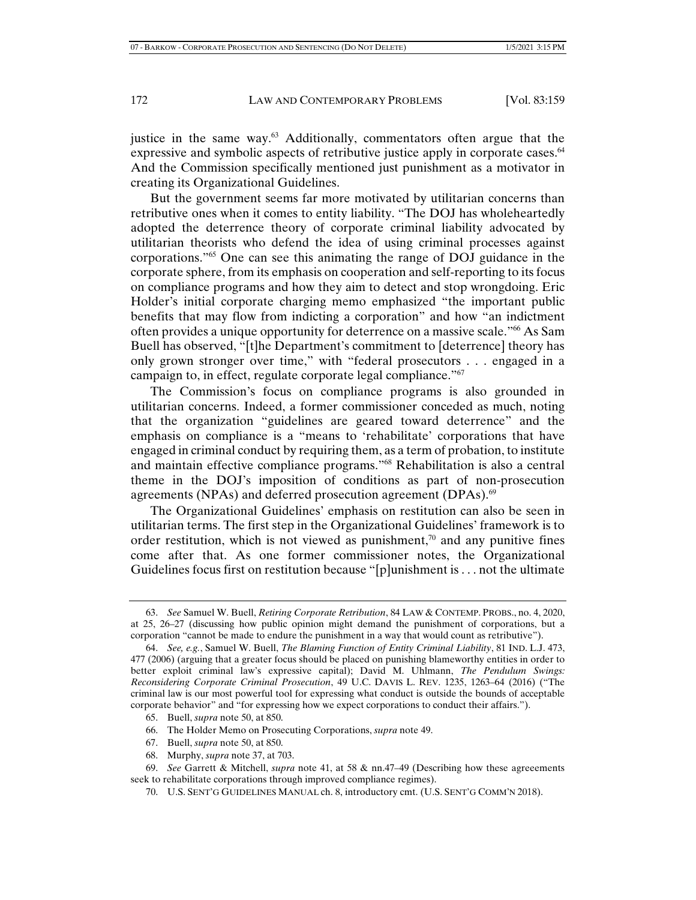justice in the same way.[63] Additionally, commentators often argue that the expressive and symbolic aspects of retributive justice apply in corporate cases.[64] And the Commission specifically mentioned just punishment as a motivator in creating its Organizational Guidelines.

But the government seems far more motivated by utilitarian concerns than retributive ones when it comes to entity liability. "The DOJ has wholeheartedly adopted the deterrence theory of corporate criminal liability advocated by utilitarian theorists who defend the idea of using criminal processes against corporations."[65] One can see this animating the range of DOJ guidance in the corporate sphere, from its emphasis on cooperation and self-reporting to its focus on compliance programs and how they aim to detect and stop wrongdoing. Eric Holder's initial corporate charging memo emphasized "the important public benefits that may flow from indicting a corporation" and how "an indictment often provides a unique opportunity for deterrence on a massive scale."[66] As Sam Buell has observed, "[t]he Department's commitment to [deterrence] theory has only grown stronger over time," with "federal prosecutors . . . engaged in a campaign to, in effect, regulate corporate legal compliance."[67]

The Commission's focus on compliance programs is also grounded in utilitarian concerns. Indeed, a former commissioner conceded as much, noting that the organization "guidelines are geared toward deterrence" and the emphasis on compliance is a "means to 'rehabilitate' corporations that have engaged in criminal conduct by requiring them, as a term of probation, to institute and maintain effective compliance programs."[68] Rehabilitation is also a central theme in the DOJ's imposition of conditions as part of non-prosecution agreements (NPAs) and deferred prosecution agreement (DPAs).[69]

The Organizational Guidelines' emphasis on restitution can also be seen in utilitarian terms. The first step in the Organizational Guidelines' framework is to order restitution, which is not viewed as punishment,[70] and any punitive fines come after that. As one former commissioner notes, the Organizational Guidelines focus first on restitution because "[p]unishment is . . . not the ultimate

---

63. *See* Samuel W. Buell, *Retiring Corporate Retribution*, 84 LAW & CONTEMP. PROBS., no. 4, 2020, at 25, 26–27 (discussing how public opinion might demand the punishment of corporations, but a corporation "cannot be made to endure the punishment in a way that would count as retributive").

64. *See, e.g.*, Samuel W. Buell, *The Blaming Function of Entity Criminal Liability*, 81 IND. L.J. 473, 477 (2006) (arguing that a greater focus should be placed on punishing blameworthy entities in order to better exploit criminal law's expressive capital); David M. Uhlmann, *The Pendulum Swings: Reconsidering Corporate Criminal Prosecution*, 49 U.C. DAVIS L. REV. 1235, 1263–64 (2016) ("The criminal law is our most powerful tool for expressing what conduct is outside the bounds of acceptable corporate behavior" and "for expressing how we expect corporations to conduct their affairs.").

65. Buell, *supra* note 50, at 850.

66. The Holder Memo on Prosecuting Corporations, *supra* note 49.

67. Buell, *supra* note 50, at 850.

68. Murphy, *supra* note 37, at 703.

69. *See* Garrett & Mitchell, *supra* note 41, at 58 & nn.47–49 (Describing how these agreeements seek to rehabilitate corporations through improved compliance regimes).

70. U.S. SENT'G GUIDELINES MANUAL ch. 8, introductory cmt. (U.S. SENT'G COMM'N 2018).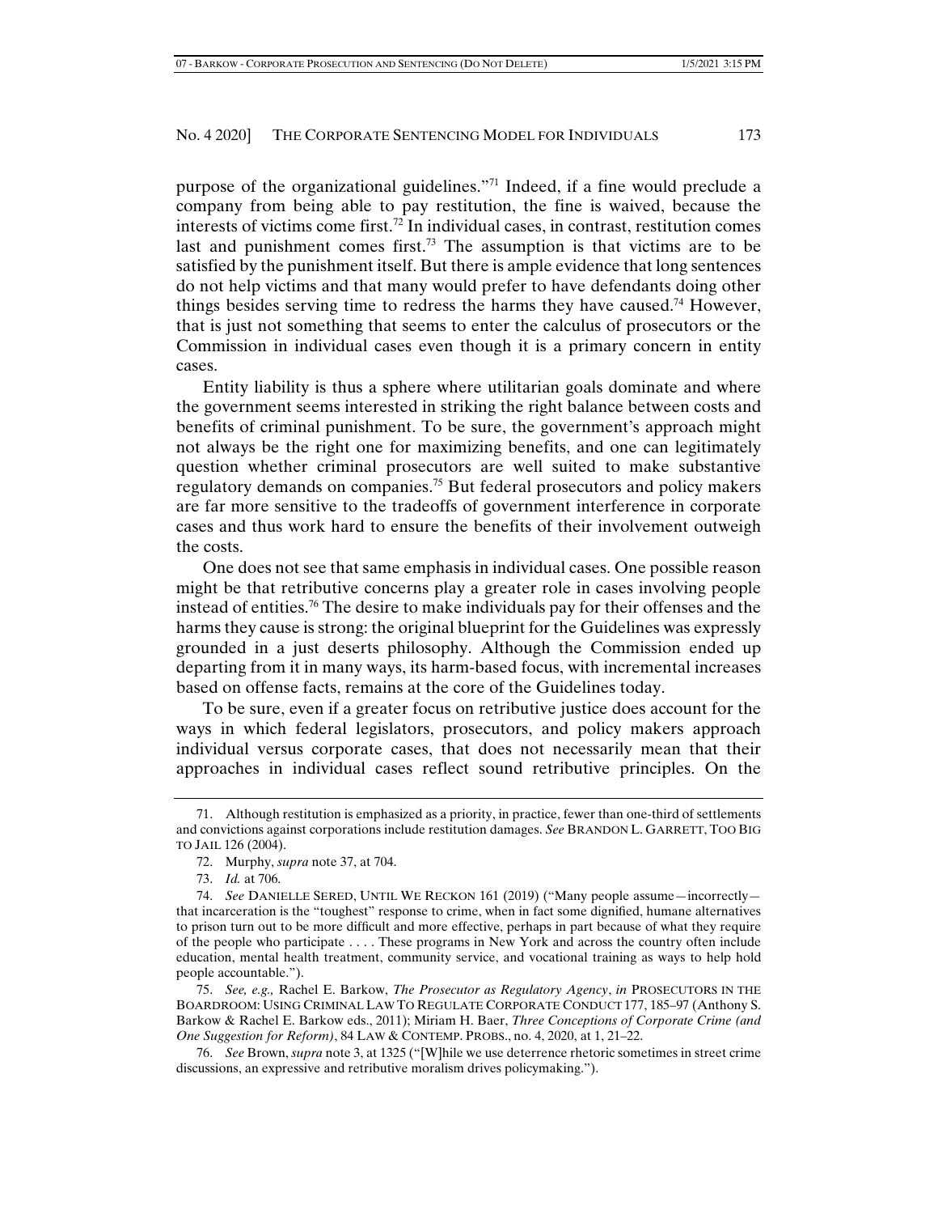purpose of the organizational guidelines."[71] Indeed, if a fine would preclude a company from being able to pay restitution, the fine is waived, because the interests of victims come first.[72] In individual cases, in contrast, restitution comes last and punishment comes first.[73] The assumption is that victims are to be satisfied by the punishment itself. But there is ample evidence that long sentences do not help victims and that many would prefer to have defendants doing other things besides serving time to redress the harms they have caused.[74] However, that is just not something that seems to enter the calculus of prosecutors or the Commission in individual cases even though it is a primary concern in entity cases.

Entity liability is thus a sphere where utilitarian goals dominate and where the government seems interested in striking the right balance between costs and benefits of criminal punishment. To be sure, the government's approach might not always be the right one for maximizing benefits, and one can legitimately question whether criminal prosecutors are well suited to make substantive regulatory demands on companies.[75] But federal prosecutors and policy makers are far more sensitive to the tradeoffs of government interference in corporate cases and thus work hard to ensure the benefits of their involvement outweigh the costs.

One does not see that same emphasis in individual cases. One possible reason might be that retributive concerns play a greater role in cases involving people instead of entities.[76] The desire to make individuals pay for their offenses and the harms they cause is strong: the original blueprint for the Guidelines was expressly grounded in a just deserts philosophy. Although the Commission ended up departing from it in many ways, its harm-based focus, with incremental increases based on offense facts, remains at the core of the Guidelines today.

To be sure, even if a greater focus on retributive justice does account for the ways in which federal legislators, prosecutors, and policy makers approach individual versus corporate cases, that does not necessarily mean that their approaches in individual cases reflect sound retributive principles. On the

---

71. Although restitution is emphasized as a priority, in practice, fewer than one-third of settlements and convictions against corporations include restitution damages. *See* BRANDON L. GARRETT, TOO BIG TO JAIL 126 (2004).

72. Murphy, *supra* note 37, at 704.

73. *Id.* at 706.

74. *See* DANIELLE SERED, UNTIL WE RECKON 161 (2019) ("Many people assume—incorrectly—that incarceration is the "toughest" response to crime, when in fact some dignified, humane alternatives to prison turn out to be more difficult and more effective, perhaps in part because of what they require of the people who participate . . . . These programs in New York and across the country often include education, mental health treatment, community service, and vocational training as ways to help hold people accountable.").

75. *See, e.g.,* Rachel E. Barkow, *The Prosecutor as Regulatory Agency*, *in* PROSECUTORS IN THE BOARDROOM: USING CRIMINAL LAW TO REGULATE CORPORATE CONDUCT 177, 185–97 (Anthony S. Barkow & Rachel E. Barkow eds., 2011); Miriam H. Baer, *Three Conceptions of Corporate Crime (and One Suggestion for Reform)*, 84 LAW & CONTEMP. PROBS., no. 4, 2020, at 1, 21–22.

76. *See* Brown, *supra* note 3, at 1325 ("[W]hile we use deterrence rhetoric sometimes in street crime discussions, an expressive and retributive moralism drives policymaking.").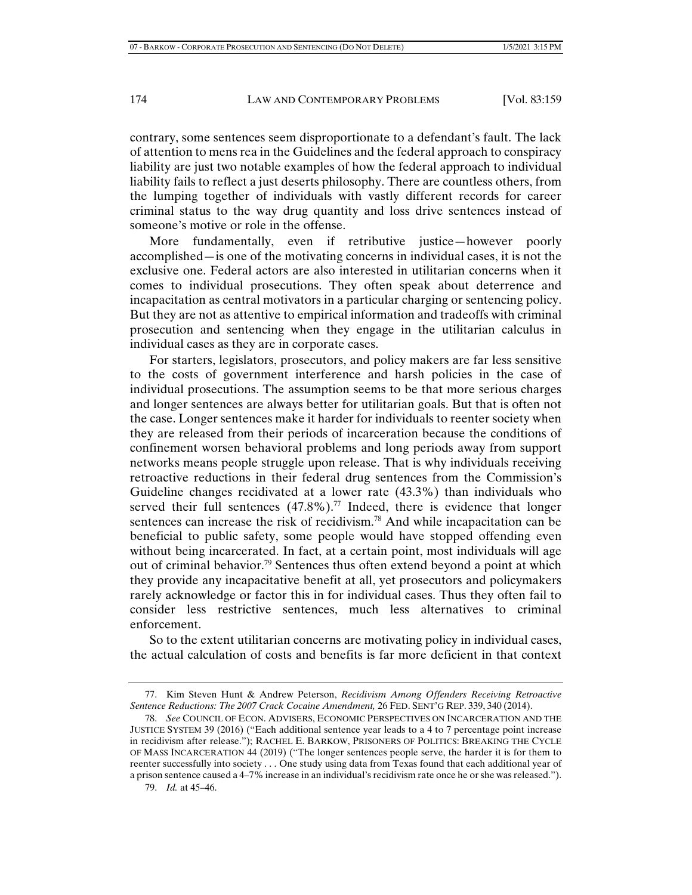contrary, some sentences seem disproportionate to a defendant's fault. The lack of attention to mens rea in the Guidelines and the federal approach to conspiracy liability are just two notable examples of how the federal approach to individual liability fails to reflect a just deserts philosophy. There are countless others, from the lumping together of individuals with vastly different records for career criminal status to the way drug quantity and loss drive sentences instead of someone's motive or role in the offense.

More fundamentally, even if retributive justice—however poorly accomplished—is one of the motivating concerns in individual cases, it is not the exclusive one. Federal actors are also interested in utilitarian concerns when it comes to individual prosecutions. They often speak about deterrence and incapacitation as central motivators in a particular charging or sentencing policy. But they are not as attentive to empirical information and tradeoffs with criminal prosecution and sentencing when they engage in the utilitarian calculus in individual cases as they are in corporate cases.

For starters, legislators, prosecutors, and policy makers are far less sensitive to the costs of government interference and harsh policies in the case of individual prosecutions. The assumption seems to be that more serious charges and longer sentences are always better for utilitarian goals. But that is often not the case. Longer sentences make it harder for individuals to reenter society when they are released from their periods of incarceration because the conditions of confinement worsen behavioral problems and long periods away from support networks means people struggle upon release. That is why individuals receiving retroactive reductions in their federal drug sentences from the Commission's Guideline changes recidivated at a lower rate (43.3%) than individuals who served their full sentences (47.8%).[77] Indeed, there is evidence that longer sentences can increase the risk of recidivism.[78] And while incapacitation can be beneficial to public safety, some people would have stopped offending even without being incarcerated. In fact, at a certain point, most individuals will age out of criminal behavior.[79] Sentences thus often extend beyond a point at which they provide any incapacitative benefit at all, yet prosecutors and policymakers rarely acknowledge or factor this in for individual cases. Thus they often fail to consider less restrictive sentences, much less alternatives to criminal enforcement.

So to the extent utilitarian concerns are motivating policy in individual cases, the actual calculation of costs and benefits is far more deficient in that context

---

77. Kim Steven Hunt & Andrew Peterson, *Recidivism Among Offenders Receiving Retroactive Sentence Reductions: The 2007 Crack Cocaine Amendment,* 26 FED. SENT'G REP. 339, 340 (2014).

78. *See* COUNCIL OF ECON. ADVISERS, ECONOMIC PERSPECTIVES ON INCARCERATION AND THE JUSTICE SYSTEM 39 (2016) ("Each additional sentence year leads to a 4 to 7 percentage point increase in recidivism after release."); RACHEL E. BARKOW, PRISONERS OF POLITICS: BREAKING THE CYCLE OF MASS INCARCERATION 44 (2019) ("The longer sentences people serve, the harder it is for them to reenter successfully into society . . . One study using data from Texas found that each additional year of a prison sentence caused a 4–7% increase in an individual's recidivism rate once he or she was released.").

79. *Id.* at 45–46.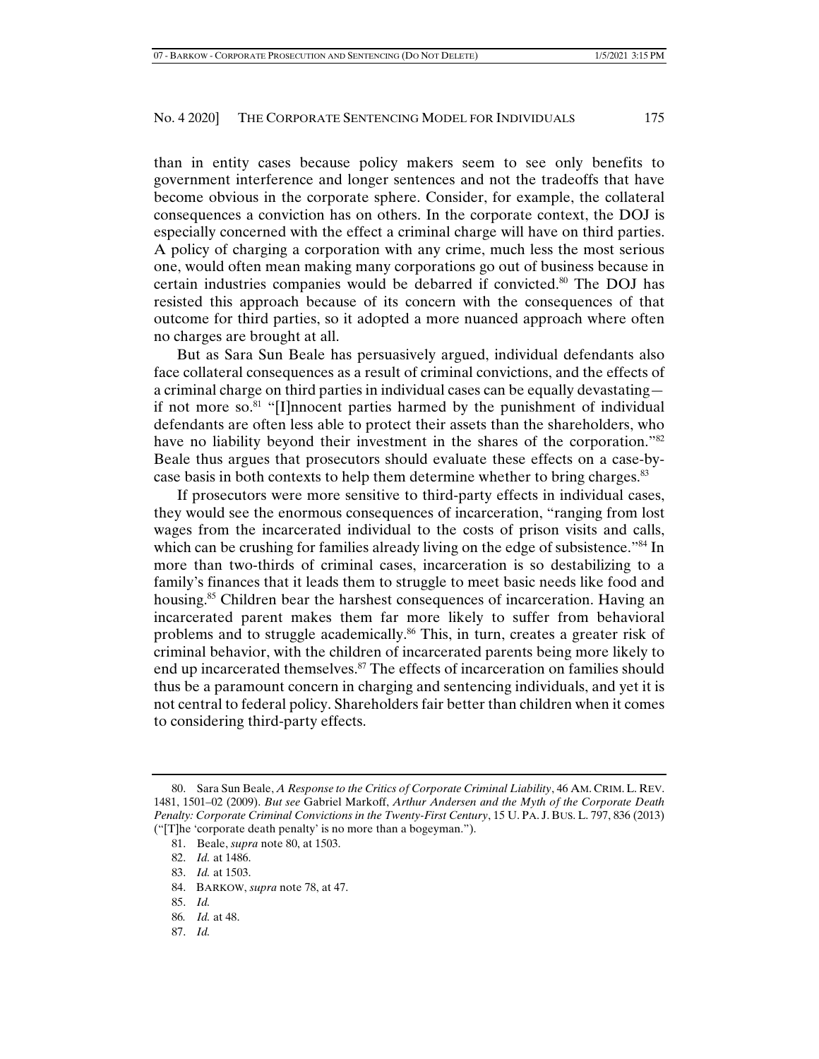than in entity cases because policy makers seem to see only benefits to government interference and longer sentences and not the tradeoffs that have become obvious in the corporate sphere. Consider, for example, the collateral consequences a conviction has on others. In the corporate context, the DOJ is especially concerned with the effect a criminal charge will have on third parties. A policy of charging a corporation with any crime, much less the most serious one, would often mean making many corporations go out of business because in certain industries companies would be debarred if convicted.[80] The DOJ has resisted this approach because of its concern with the consequences of that outcome for third parties, so it adopted a more nuanced approach where often no charges are brought at all.

But as Sara Sun Beale has persuasively argued, individual defendants also face collateral consequences as a result of criminal convictions, and the effects of a criminal charge on third parties in individual cases can be equally devastating—if not more so.[81] "[I]nnocent parties harmed by the punishment of individual defendants are often less able to protect their assets than the shareholders, who have no liability beyond their investment in the shares of the corporation."[82] Beale thus argues that prosecutors should evaluate these effects on a case-by-case basis in both contexts to help them determine whether to bring charges.[83]

If prosecutors were more sensitive to third-party effects in individual cases, they would see the enormous consequences of incarceration, "ranging from lost wages from the incarcerated individual to the costs of prison visits and calls, which can be crushing for families already living on the edge of subsistence."[84] In more than two-thirds of criminal cases, incarceration is so destabilizing to a family's finances that it leads them to struggle to meet basic needs like food and housing.[85] Children bear the harshest consequences of incarceration. Having an incarcerated parent makes them far more likely to suffer from behavioral problems and to struggle academically.[86] This, in turn, creates a greater risk of criminal behavior, with the children of incarcerated parents being more likely to end up incarcerated themselves.[87] The effects of incarceration on families should thus be a paramount concern in charging and sentencing individuals, and yet it is not central to federal policy. Shareholders fair better than children when it comes to considering third-party effects.

---

80. Sara Sun Beale, *A Response to the Critics of Corporate Criminal Liability*, 46 AM. CRIM. L. REV. 1481, 1501–02 (2009). *But see* Gabriel Markoff, *Arthur Andersen and the Myth of the Corporate Death Penalty: Corporate Criminal Convictions in the Twenty-First Century*, 15 U. PA. J. BUS. L. 797, 836 (2013) ("[T]he 'corporate death penalty' is no more than a bogeyman.").

81. Beale, *supra* note 80, at 1503.

82. *Id.* at 1486.

83. *Id.* at 1503.

84. BARKOW, *supra* note 78, at 47.

85. *Id.*

86. *Id.* at 48.

87. *Id.*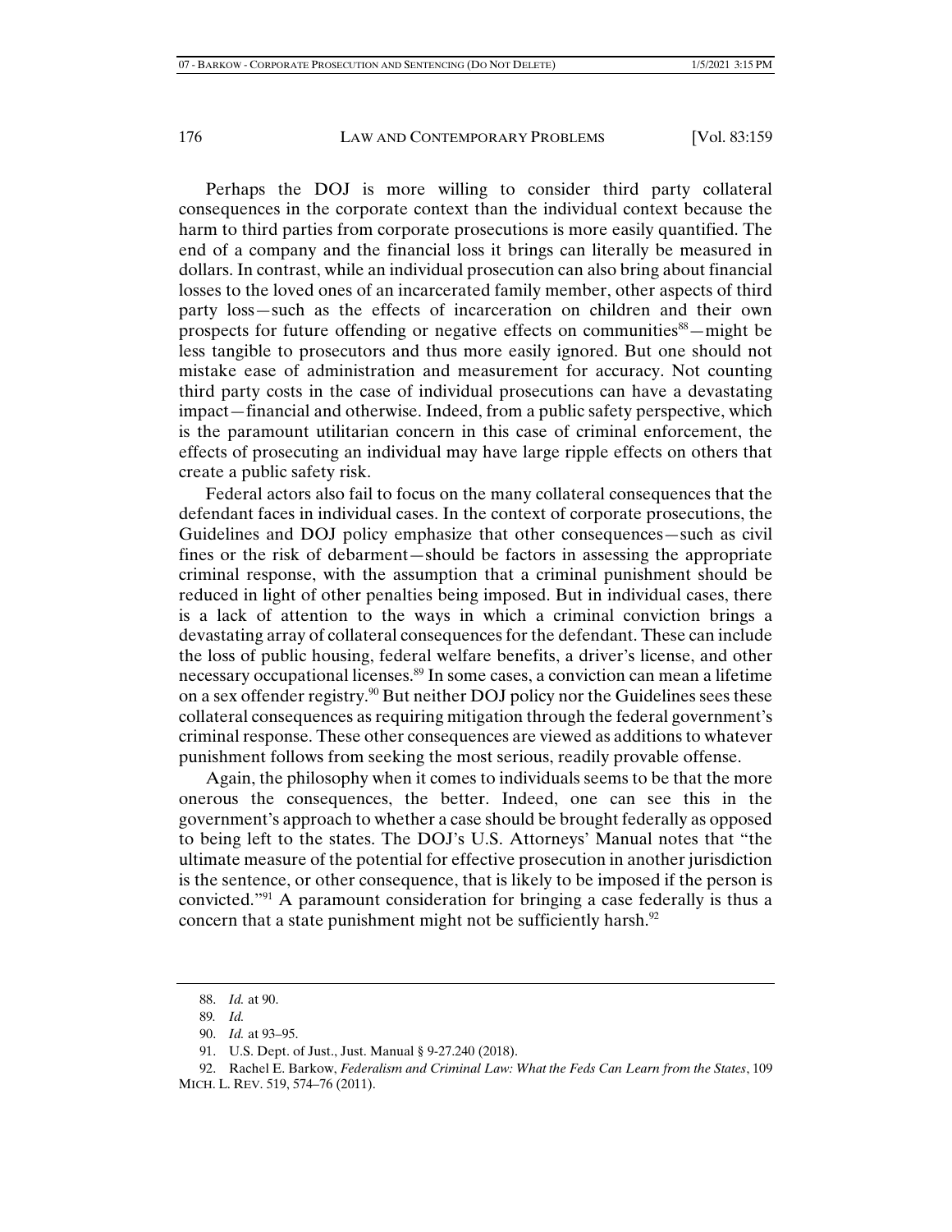Perhaps the DOJ is more willing to consider third party collateral consequences in the corporate context than the individual context because the harm to third parties from corporate prosecutions is more easily quantified. The end of a company and the financial loss it brings can literally be measured in dollars. In contrast, while an individual prosecution can also bring about financial losses to the loved ones of an incarcerated family member, other aspects of third party loss—such as the effects of incarceration on children and their own prospects for future offending or negative effects on communities[88]—might be less tangible to prosecutors and thus more easily ignored. But one should not mistake ease of administration and measurement for accuracy. Not counting third party costs in the case of individual prosecutions can have a devastating impact—financial and otherwise. Indeed, from a public safety perspective, which is the paramount utilitarian concern in this case of criminal enforcement, the effects of prosecuting an individual may have large ripple effects on others that create a public safety risk.

Federal actors also fail to focus on the many collateral consequences that the defendant faces in individual cases. In the context of corporate prosecutions, the Guidelines and DOJ policy emphasize that other consequences—such as civil fines or the risk of debarment—should be factors in assessing the appropriate criminal response, with the assumption that a criminal punishment should be reduced in light of other penalties being imposed. But in individual cases, there is a lack of attention to the ways in which a criminal conviction brings a devastating array of collateral consequences for the defendant. These can include the loss of public housing, federal welfare benefits, a driver's license, and other necessary occupational licenses.[89] In some cases, a conviction can mean a lifetime on a sex offender registry.[90] But neither DOJ policy nor the Guidelines sees these collateral consequences as requiring mitigation through the federal government's criminal response. These other consequences are viewed as additions to whatever punishment follows from seeking the most serious, readily provable offense.

Again, the philosophy when it comes to individuals seems to be that the more onerous the consequences, the better. Indeed, one can see this in the government's approach to whether a case should be brought federally as opposed to being left to the states. The DOJ's U.S. Attorneys' Manual notes that "the ultimate measure of the potential for effective prosecution in another jurisdiction is the sentence, or other consequence, that is likely to be imposed if the person is convicted."[91] A paramount consideration for bringing a case federally is thus a concern that a state punishment might not be sufficiently harsh.[92]

---

88. *Id.* at 90.

89. *Id.*

90. *Id.* at 93–95.

91. U.S. Dept. of Just., Just. Manual § 9-27.240 (2018).

92. Rachel E. Barkow, *Federalism and Criminal Law: What the Feds Can Learn from the States*, 109 MICH. L. REV. 519, 574–76 (2011).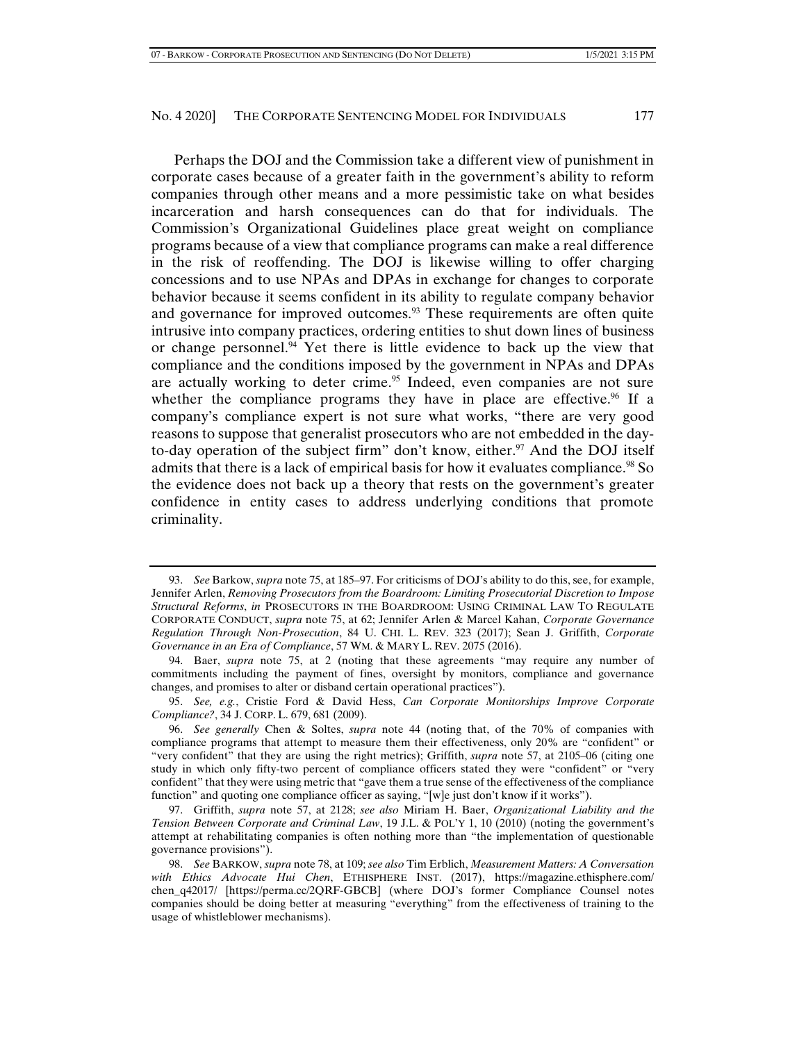Perhaps the DOJ and the Commission take a different view of punishment in corporate cases because of a greater faith in the government's ability to reform companies through other means and a more pessimistic take on what besides incarceration and harsh consequences can do that for individuals. The Commission's Organizational Guidelines place great weight on compliance programs because of a view that compliance programs can make a real difference in the risk of reoffending. The DOJ is likewise willing to offer charging concessions and to use NPAs and DPAs in exchange for changes to corporate behavior because it seems confident in its ability to regulate company behavior and governance for improved outcomes.[93] These requirements are often quite intrusive into company practices, ordering entities to shut down lines of business or change personnel.[94] Yet there is little evidence to back up the view that compliance and the conditions imposed by the government in NPAs and DPAs are actually working to deter crime.[95] Indeed, even companies are not sure whether the compliance programs they have in place are effective.[96] If a company's compliance expert is not sure what works, "there are very good reasons to suppose that generalist prosecutors who are not embedded in the day-to-day operation of the subject firm" don't know, either.[97] And the DOJ itself admits that there is a lack of empirical basis for how it evaluates compliance.[98] So the evidence does not back up a theory that rests on the government's greater confidence in entity cases to address underlying conditions that promote criminality.

---

93. *See* Barkow, *supra* note 75, at 185–97. For criticisms of DOJ's ability to do this, see, for example, Jennifer Arlen, *Removing Prosecutors from the Boardroom: Limiting Prosecutorial Discretion to Impose Structural Reforms*, *in* PROSECUTORS IN THE BOARDROOM: USING CRIMINAL LAW TO REGULATE CORPORATE CONDUCT, *supra* note 75, at 62; Jennifer Arlen & Marcel Kahan, *Corporate Governance Regulation Through Non-Prosecution*, 84 U. CHI. L. REV. 323 (2017); Sean J. Griffith, *Corporate Governance in an Era of Compliance*, 57 WM. & MARY L. REV. 2075 (2016).

94. Baer, *supra* note 75, at 2 (noting that these agreements "may require any number of commitments including the payment of fines, oversight by monitors, compliance and governance changes, and promises to alter or disband certain operational practices").

95. *See, e.g.*, Cristie Ford & David Hess, *Can Corporate Monitorships Improve Corporate Compliance?*, 34 J. CORP. L. 679, 681 (2009).

96. *See generally* Chen & Soltes, *supra* note 44 (noting that, of the 70% of companies with compliance programs that attempt to measure them their effectiveness, only 20% are "confident" or "very confident" that they are using the right metrics); Griffith, *supra* note 57, at 2105–06 (citing one study in which only fifty-two percent of compliance officers stated they were "confident" or "very confident" that they were using metric that "gave them a true sense of the effectiveness of the compliance function" and quoting one compliance officer as saying, "[w]e just don't know if it works").

97. Griffith, *supra* note 57, at 2128; *see also* Miriam H. Baer, *Organizational Liability and the Tension Between Corporate and Criminal Law*, 19 J.L. & POL'Y 1, 10 (2010) (noting the government's attempt at rehabilitating companies is often nothing more than "the implementation of questionable governance provisions").

98. *See* BARKOW, *supra* note 78, at 109; *see also* Tim Erblich, *Measurement Matters: A Conversation with Ethics Advocate Hui Chen*, ETHISPHERE INST. (2017), https://magazine.ethisphere.com/chen_q42017/ [https://perma.cc/2QRF-GBCB] (where DOJ's former Compliance Counsel notes companies should be doing better at measuring "everything" from the effectiveness of training to the usage of whistleblower mechanisms).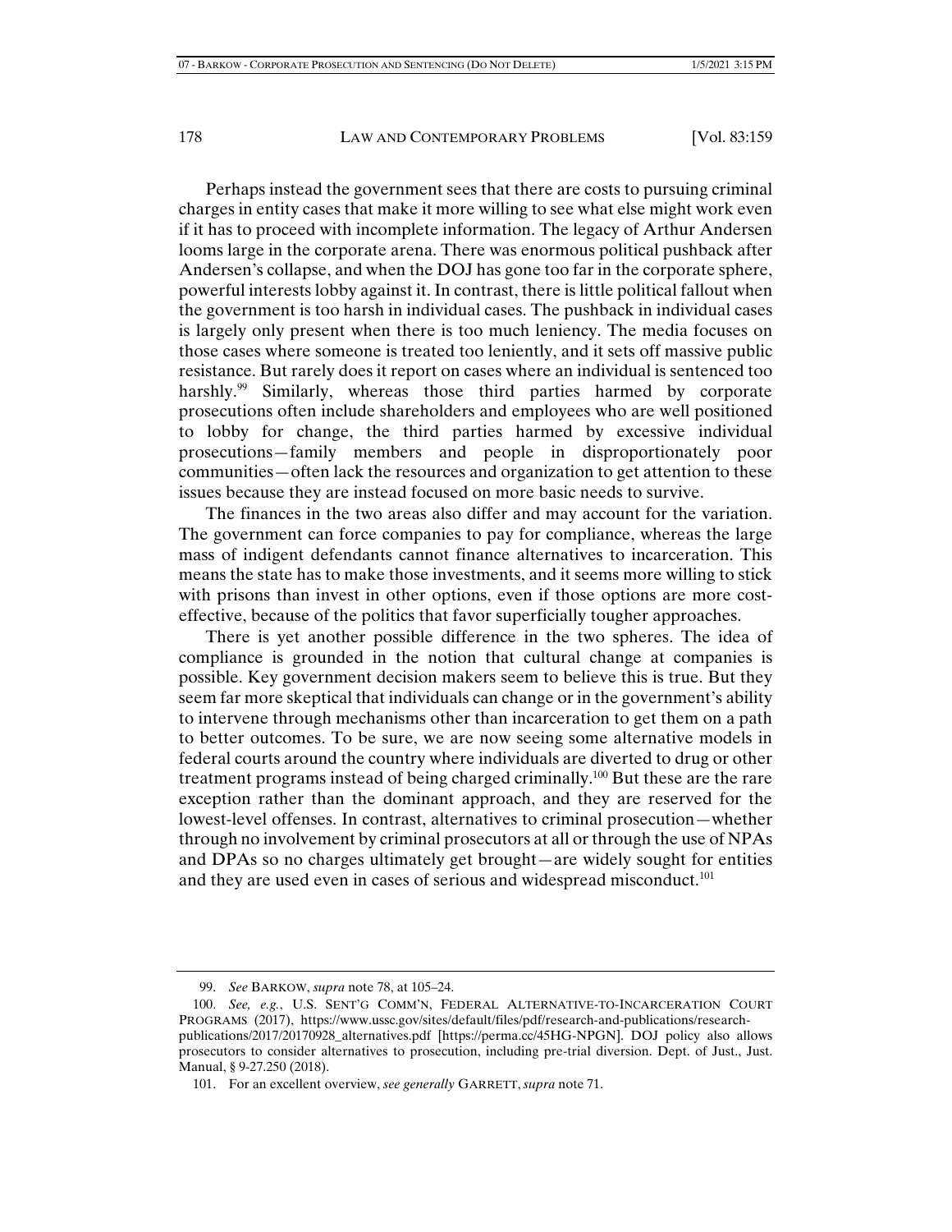Perhaps instead the government sees that there are costs to pursuing criminal charges in entity cases that make it more willing to see what else might work even if it has to proceed with incomplete information. The legacy of Arthur Andersen looms large in the corporate arena. There was enormous political pushback after Andersen's collapse, and when the DOJ has gone too far in the corporate sphere, powerful interests lobby against it. In contrast, there is little political fallout when the government is too harsh in individual cases. The pushback in individual cases is largely only present when there is too much leniency. The media focuses on those cases where someone is treated too leniently, and it sets off massive public resistance. But rarely does it report on cases where an individual is sentenced too harshly.[99] Similarly, whereas those third parties harmed by corporate prosecutions often include shareholders and employees who are well positioned to lobby for change, the third parties harmed by excessive individual prosecutions—family members and people in disproportionately poor communities—often lack the resources and organization to get attention to these issues because they are instead focused on more basic needs to survive.

The finances in the two areas also differ and may account for the variation. The government can force companies to pay for compliance, whereas the large mass of indigent defendants cannot finance alternatives to incarceration. This means the state has to make those investments, and it seems more willing to stick with prisons than invest in other options, even if those options are more cost-effective, because of the politics that favor superficially tougher approaches.

There is yet another possible difference in the two spheres. The idea of compliance is grounded in the notion that cultural change at companies is possible. Key government decision makers seem to believe this is true. But they seem far more skeptical that individuals can change or in the government's ability to intervene through mechanisms other than incarceration to get them on a path to better outcomes. To be sure, we are now seeing some alternative models in federal courts around the country where individuals are diverted to drug or other treatment programs instead of being charged criminally.[100] But these are the rare exception rather than the dominant approach, and they are reserved for the lowest-level offenses. In contrast, alternatives to criminal prosecution—whether through no involvement by criminal prosecutors at all or through the use of NPAs and DPAs so no charges ultimately get brought—are widely sought for entities and they are used even in cases of serious and widespread misconduct.[101]

---

99. *See* BARKOW, *supra* note 78, at 105–24.

100. *See, e.g.*, U.S. SENT'G COMM'N, FEDERAL ALTERNATIVE-TO-INCARCERATION COURT PROGRAMS (2017), https://www.ussc.gov/sites/default/files/pdf/research-and-publications/research-publications/2017/20170928_alternatives.pdf [https://perma.cc/45HG-NPGN]. DOJ policy also allows prosecutors to consider alternatives to prosecution, including pre-trial diversion. Dept. of Just., Just. Manual, § 9-27.250 (2018).

101. For an excellent overview, *see generally* GARRETT, *supra* note 71.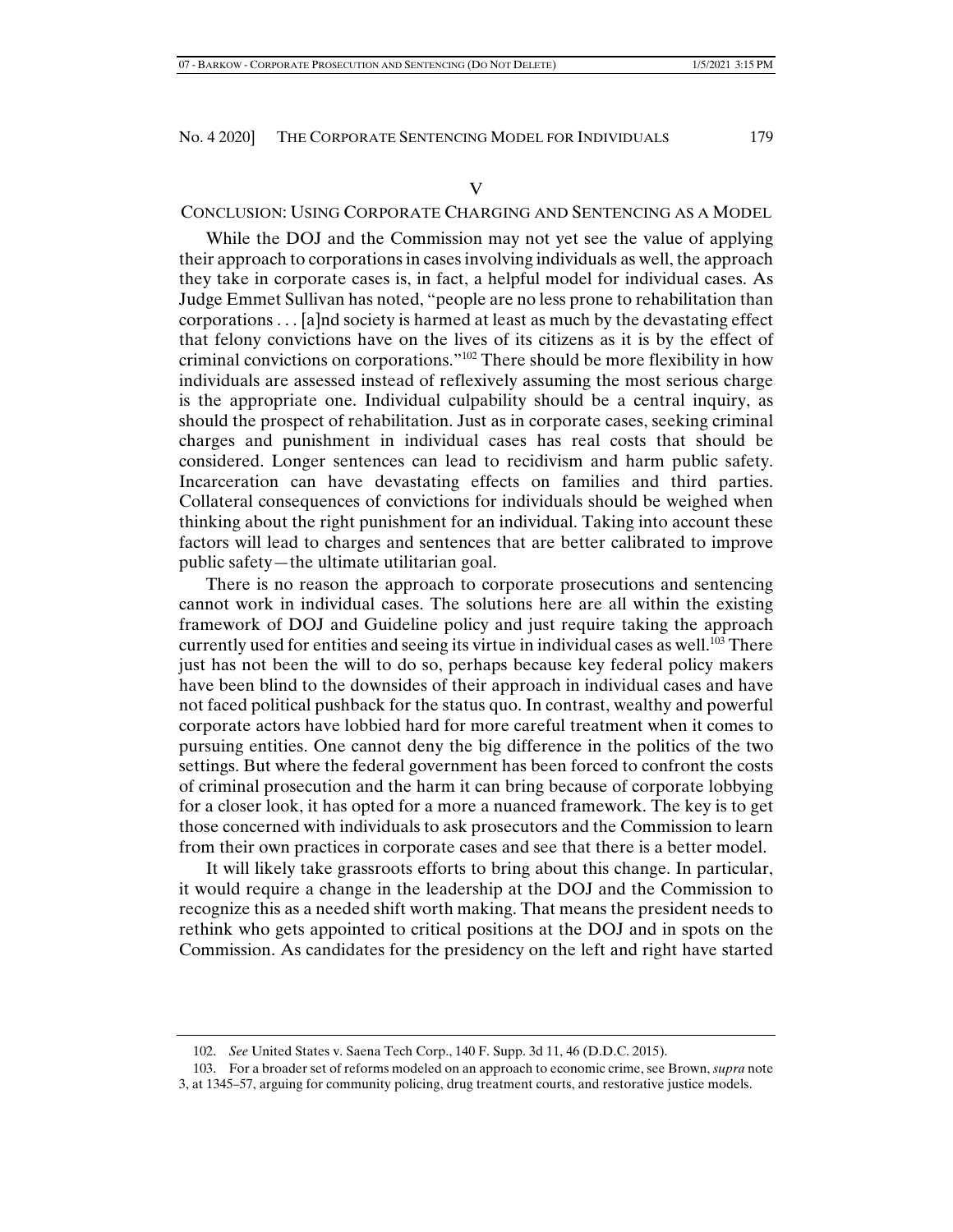## V

## CONCLUSION: USING CORPORATE CHARGING AND SENTENCING AS A MODEL

While the DOJ and the Commission may not yet see the value of applying their approach to corporations in cases involving individuals as well, the approach they take in corporate cases is, in fact, a helpful model for individual cases. As Judge Emmet Sullivan has noted, "people are no less prone to rehabilitation than corporations . . . [a]nd society is harmed at least as much by the devastating effect that felony convictions have on the lives of its citizens as it is by the effect of criminal convictions on corporations."[102] There should be more flexibility in how individuals are assessed instead of reflexively assuming the most serious charge is the appropriate one. Individual culpability should be a central inquiry, as should the prospect of rehabilitation. Just as in corporate cases, seeking criminal charges and punishment in individual cases has real costs that should be considered. Longer sentences can lead to recidivism and harm public safety. Incarceration can have devastating effects on families and third parties. Collateral consequences of convictions for individuals should be weighed when thinking about the right punishment for an individual. Taking into account these factors will lead to charges and sentences that are better calibrated to improve public safety—the ultimate utilitarian goal.

There is no reason the approach to corporate prosecutions and sentencing cannot work in individual cases. The solutions here are all within the existing framework of DOJ and Guideline policy and just require taking the approach currently used for entities and seeing its virtue in individual cases as well.[103] There just has not been the will to do so, perhaps because key federal policy makers have been blind to the downsides of their approach in individual cases and have not faced political pushback for the status quo. In contrast, wealthy and powerful corporate actors have lobbied hard for more careful treatment when it comes to pursuing entities. One cannot deny the big difference in the politics of the two settings. But where the federal government has been forced to confront the costs of criminal prosecution and the harm it can bring because of corporate lobbying for a closer look, it has opted for a more a nuanced framework. The key is to get those concerned with individuals to ask prosecutors and the Commission to learn from their own practices in corporate cases and see that there is a better model.

It will likely take grassroots efforts to bring about this change. In particular, it would require a change in the leadership at the DOJ and the Commission to recognize this as a needed shift worth making. That means the president needs to rethink who gets appointed to critical positions at the DOJ and in spots on the Commission. As candidates for the presidency on the left and right have started

---

102. *See* United States v. Saena Tech Corp., 140 F. Supp. 3d 11, 46 (D.D.C. 2015).

103. For a broader set of reforms modeled on an approach to economic crime, see Brown, *supra* note 3, at 1345–57, arguing for community policing, drug treatment courts, and restorative justice models.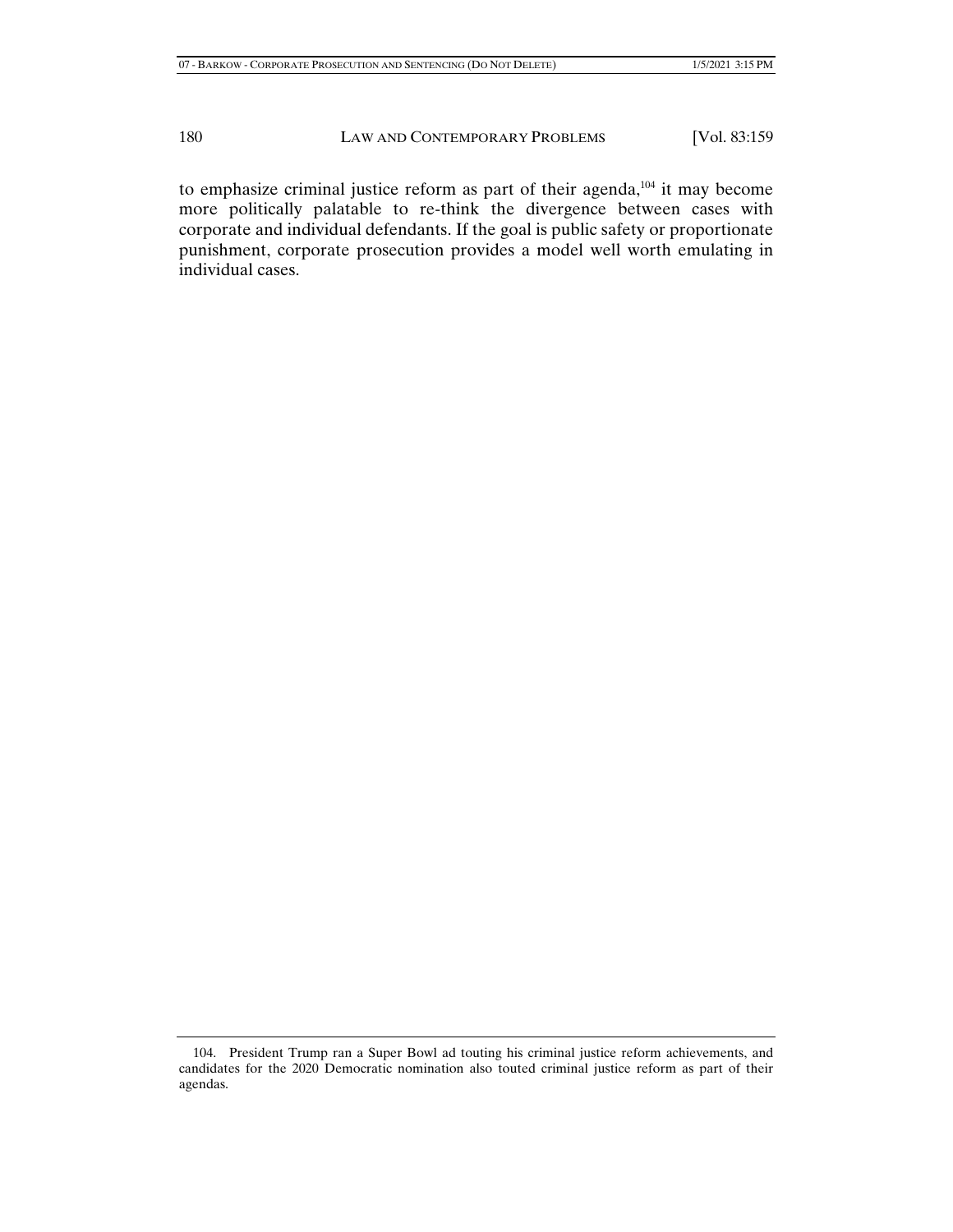to emphasize criminal justice reform as part of their agenda,[104] it may become more politically palatable to re-think the divergence between cases with corporate and individual defendants. If the goal is public safety or proportionate punishment, corporate prosecution provides a model well worth emulating in individual cases.

---

104. President Trump ran a Super Bowl ad touting his criminal justice reform achievements, and candidates for the 2020 Democratic nomination also touted criminal justice reform as part of their agendas.